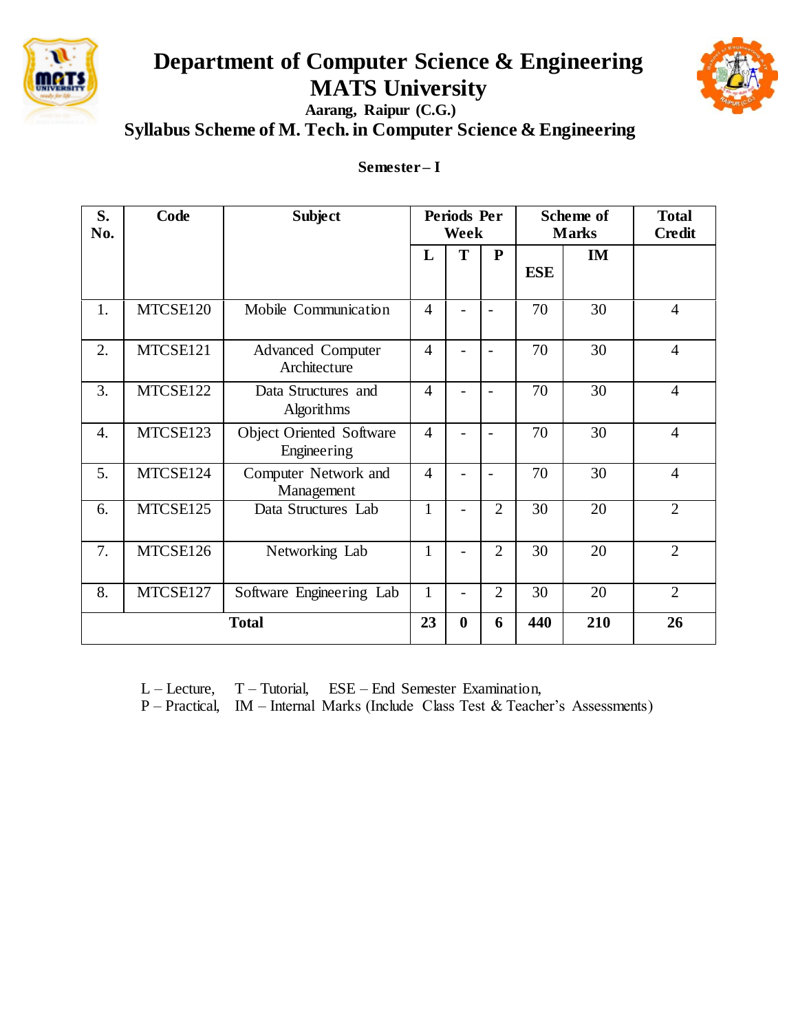# Department of Computer Science & Engineering
# MATS University

**Aarang, Raipur (C.G.)**

## Syllabus Scheme of M. Tech. in Computer Science & Engineering

### Semester – I

| S. No. | Code | Subject | Periods Per Week | | | Scheme of Marks | | Total Credit |
|---|---|---|---|---|---|---|---|---|
| | | | L | T | P | ESE | IM | |
| 1. | MTCSE120 | Mobile Communication | 4 | - | - | 70 | 30 | 4 |
| 2. | MTCSE121 | Advanced Computer Architecture | 4 | - | - | 70 | 30 | 4 |
| 3. | MTCSE122 | Data Structures and Algorithms | 4 | - | - | 70 | 30 | 4 |
| 4. | MTCSE123 | Object Oriented Software Engineering | 4 | - | - | 70 | 30 | 4 |
| 5. | MTCSE124 | Computer Network and Management | 4 | - | - | 70 | 30 | 4 |
| 6. | MTCSE125 | Data Structures Lab | 1 | - | 2 | 30 | 20 | 2 |
| 7. | MTCSE126 | Networking Lab | 1 | - | 2 | 30 | 20 | 2 |
| 8. | MTCSE127 | Software Engineering Lab | 1 | - | 2 | 30 | 20 | 2 |
| **Total** | | | **23** | **0** | **6** | **440** | **210** | **26** |

L – Lecture, T – Tutorial, ESE – End Semester Examination,
P – Practical, IM – Internal Marks (Include Class Test & Teacher's Assessments)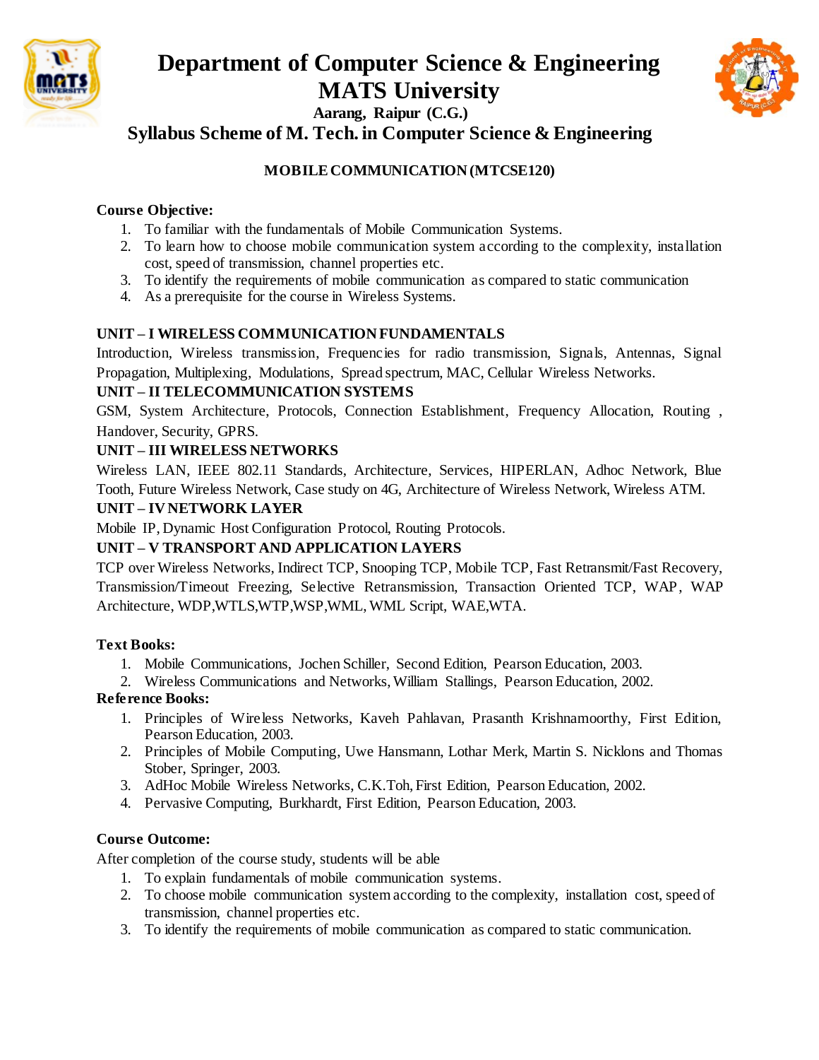# Department of Computer Science & Engineering
# MATS University
**Aarang, Raipur (C.G.)**
## Syllabus Scheme of M. Tech. in Computer Science & Engineering

### MOBILE COMMUNICATION (MTCSE120)

**Course Objective:**

1. To familiar with the fundamentals of Mobile Communication Systems.
2. To learn how to choose mobile communication system according to the complexity, installation cost, speed of transmission, channel properties etc.
3. To identify the requirements of mobile communication as compared to static communication
4. As a prerequisite for the course in Wireless Systems.

**UNIT – I WIRELESS COMMUNICATION FUNDAMENTALS**

Introduction, Wireless transmission, Frequencies for radio transmission, Signals, Antennas, Signal Propagation, Multiplexing, Modulations, Spread spectrum, MAC, Cellular Wireless Networks.

**UNIT – II TELECOMMUNICATION SYSTEMS**

GSM, System Architecture, Protocols, Connection Establishment, Frequency Allocation, Routing , Handover, Security, GPRS.

**UNIT – III WIRELESS NETWORKS**

Wireless LAN, IEEE 802.11 Standards, Architecture, Services, HIPERLAN, Adhoc Network, Blue Tooth, Future Wireless Network, Case study on 4G, Architecture of Wireless Network, Wireless ATM.

**UNIT – IV NETWORK LAYER**

Mobile IP, Dynamic Host Configuration Protocol, Routing Protocols.

**UNIT – V TRANSPORT AND APPLICATION LAYERS**

TCP over Wireless Networks, Indirect TCP, Snooping TCP, Mobile TCP, Fast Retransmit/Fast Recovery, Transmission/Timeout Freezing, Selective Retransmission, Transaction Oriented TCP, WAP, WAP Architecture, WDP,WTLS,WTP,WSP,WML, WML Script, WAE,WTA.

**Text Books:**

1. Mobile Communications, Jochen Schiller, Second Edition, Pearson Education, 2003.
2. Wireless Communications and Networks, William Stallings, Pearson Education, 2002.

**Reference Books:**

1. Principles of Wireless Networks, Kaveh Pahlavan, Prasanth Krishnamoorthy, First Edition, Pearson Education, 2003.
2. Principles of Mobile Computing, Uwe Hansmann, Lothar Merk, Martin S. Nicklons and Thomas Stober, Springer, 2003.
3. AdHoc Mobile Wireless Networks, C.K.Toh, First Edition, Pearson Education, 2002.
4. Pervasive Computing, Burkhardt, First Edition, Pearson Education, 2003.

**Course Outcome:**

After completion of the course study, students will be able

1. To explain fundamentals of mobile communication systems.
2. To choose mobile communication system according to the complexity, installation cost, speed of transmission, channel properties etc.
3. To identify the requirements of mobile communication as compared to static communication.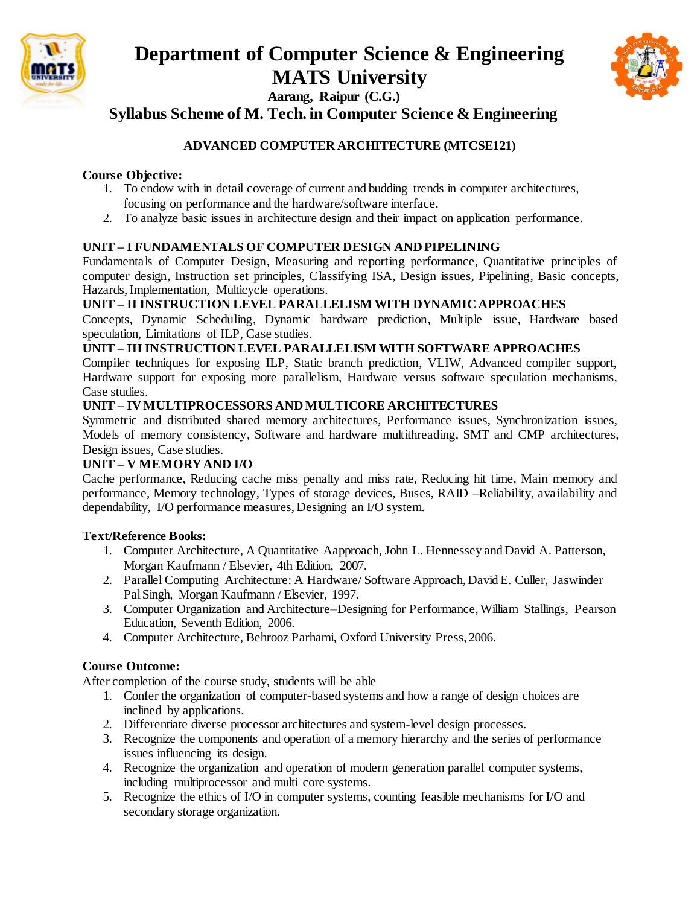# Department of Computer Science & Engineering
# MATS University
**Aarang, Raipur (C.G.)**

## Syllabus Scheme of M. Tech. in Computer Science & Engineering

### ADVANCED COMPUTER ARCHITECTURE (MTCSE121)

**Course Objective:**

1. To endow with in detail coverage of current and budding trends in computer architectures, focusing on performance and the hardware/software interface.
2. To analyze basic issues in architecture design and their impact on application performance.

**UNIT – I FUNDAMENTALS OF COMPUTER DESIGN AND PIPELINING**

Fundamentals of Computer Design, Measuring and reporting performance, Quantitative principles of computer design, Instruction set principles, Classifying ISA, Design issues, Pipelining, Basic concepts, Hazards, Implementation, Multicycle operations.

**UNIT – II INSTRUCTION LEVEL PARALLELISM WITH DYNAMIC APPROACHES**

Concepts, Dynamic Scheduling, Dynamic hardware prediction, Multiple issue, Hardware based speculation, Limitations of ILP, Case studies.

**UNIT – III INSTRUCTION LEVEL PARALLELISM WITH SOFTWARE APPROACHES**

Compiler techniques for exposing ILP, Static branch prediction, VLIW, Advanced compiler support, Hardware support for exposing more parallelism, Hardware versus software speculation mechanisms, Case studies.

**UNIT – IV MULTIPROCESSORS AND MULTICORE ARCHITECTURES**

Symmetric and distributed shared memory architectures, Performance issues, Synchronization issues, Models of memory consistency, Software and hardware multithreading, SMT and CMP architectures, Design issues, Case studies.

**UNIT – V MEMORY AND I/O**

Cache performance, Reducing cache miss penalty and miss rate, Reducing hit time, Main memory and performance, Memory technology, Types of storage devices, Buses, RAID –Reliability, availability and dependability, I/O performance measures, Designing an I/O system.

**Text/Reference Books:**

1. Computer Architecture, A Quantitative Aapproach, John L. Hennessey and David A. Patterson, Morgan Kaufmann / Elsevier, 4th Edition, 2007.
2. Parallel Computing Architecture: A Hardware/ Software Approach, David E. Culler, Jaswinder Pal Singh, Morgan Kaufmann / Elsevier, 1997.
3. Computer Organization and Architecture–Designing for Performance, William Stallings, Pearson Education, Seventh Edition, 2006.
4. Computer Architecture, Behrooz Parhami, Oxford University Press, 2006.

**Course Outcome:**

After completion of the course study, students will be able

1. Confer the organization of computer-based systems and how a range of design choices are inclined by applications.
2. Differentiate diverse processor architectures and system-level design processes.
3. Recognize the components and operation of a memory hierarchy and the series of performance issues influencing its design.
4. Recognize the organization and operation of modern generation parallel computer systems, including multiprocessor and multi core systems.
5. Recognize the ethics of I/O in computer systems, counting feasible mechanisms for I/O and secondary storage organization.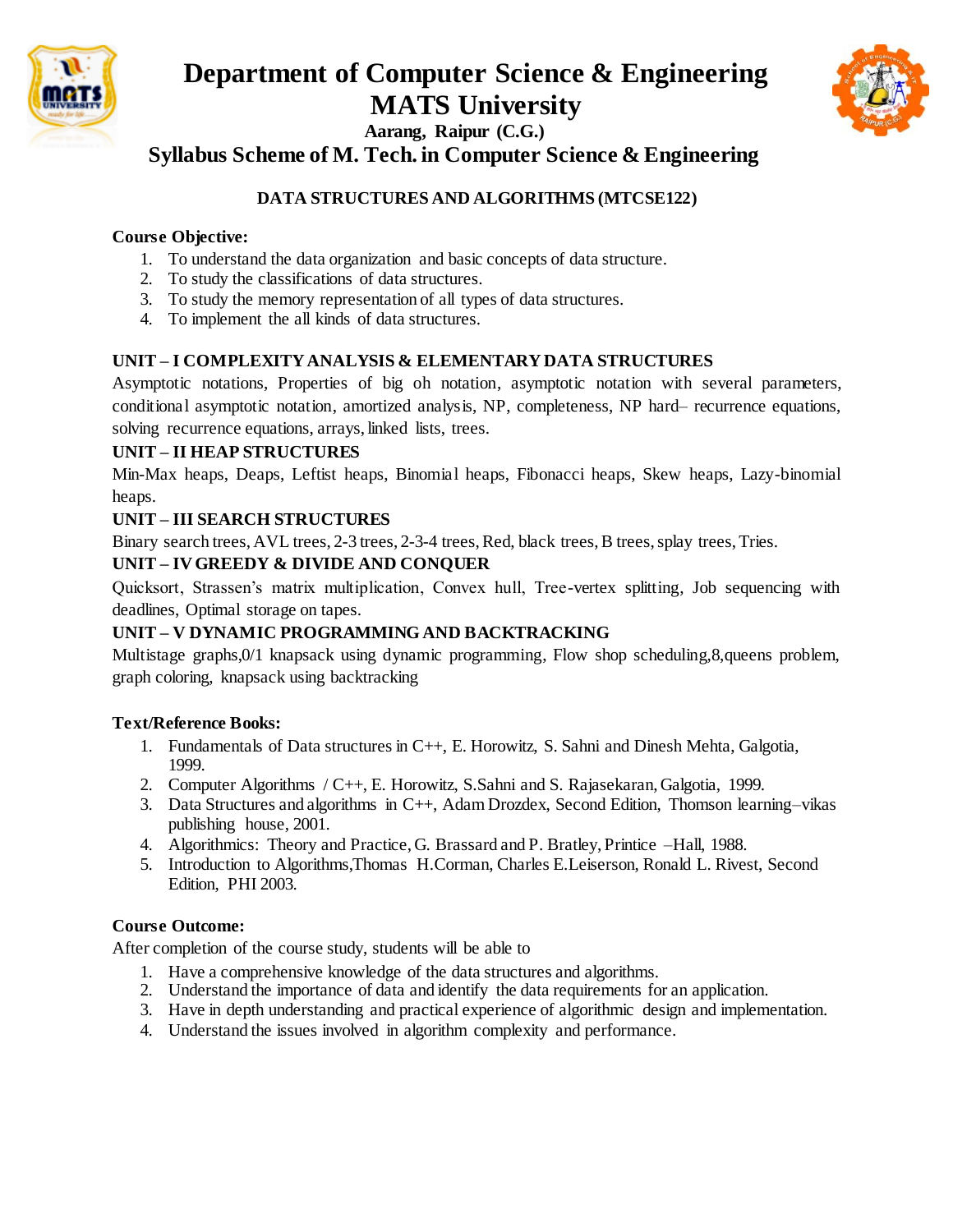# Department of Computer Science & Engineering
# MATS University

**Aarang, Raipur (C.G.)**

## Syllabus Scheme of M. Tech. in Computer Science & Engineering

### DATA STRUCTURES AND ALGORITHMS (MTCSE122)

**Course Objective:**

1. To understand the data organization and basic concepts of data structure.
2. To study the classifications of data structures.
3. To study the memory representation of all types of data structures.
4. To implement the all kinds of data structures.

**UNIT – I COMPLEXITY ANALYSIS & ELEMENTARY DATA STRUCTURES**

Asymptotic notations, Properties of big oh notation, asymptotic notation with several parameters, conditional asymptotic notation, amortized analysis, NP, completeness, NP hard– recurrence equations, solving recurrence equations, arrays, linked lists, trees.

**UNIT – II HEAP STRUCTURES**

Min-Max heaps, Deaps, Leftist heaps, Binomial heaps, Fibonacci heaps, Skew heaps, Lazy-binomial heaps.

**UNIT – III SEARCH STRUCTURES**

Binary search trees, AVL trees, 2-3 trees, 2-3-4 trees, Red, black trees, B trees, splay trees, Tries.

**UNIT – IV GREEDY & DIVIDE AND CONQUER**

Quicksort, Strassen's matrix multiplication, Convex hull, Tree-vertex splitting, Job sequencing with deadlines, Optimal storage on tapes.

**UNIT – V DYNAMIC PROGRAMMING AND BACKTRACKING**

Multistage graphs,0/1 knapsack using dynamic programming, Flow shop scheduling,8,queens problem, graph coloring, knapsack using backtracking

**Text/Reference Books:**

1. Fundamentals of Data structures in C++, E. Horowitz, S. Sahni and Dinesh Mehta, Galgotia, 1999.
2. Computer Algorithms / C++, E. Horowitz, S.Sahni and S. Rajasekaran, Galgotia, 1999.
3. Data Structures and algorithms in C++, Adam Drozdex, Second Edition, Thomson learning–vikas publishing house, 2001.
4. Algorithmics: Theory and Practice, G. Brassard and P. Bratley, Printice –Hall, 1988.
5. Introduction to Algorithms,Thomas H.Corman, Charles E.Leiserson, Ronald L. Rivest, Second Edition, PHI 2003.

**Course Outcome:**

After completion of the course study, students will be able to

1. Have a comprehensive knowledge of the data structures and algorithms.
2. Understand the importance of data and identify the data requirements for an application.
3. Have in depth understanding and practical experience of algorithmic design and implementation.
4. Understand the issues involved in algorithm complexity and performance.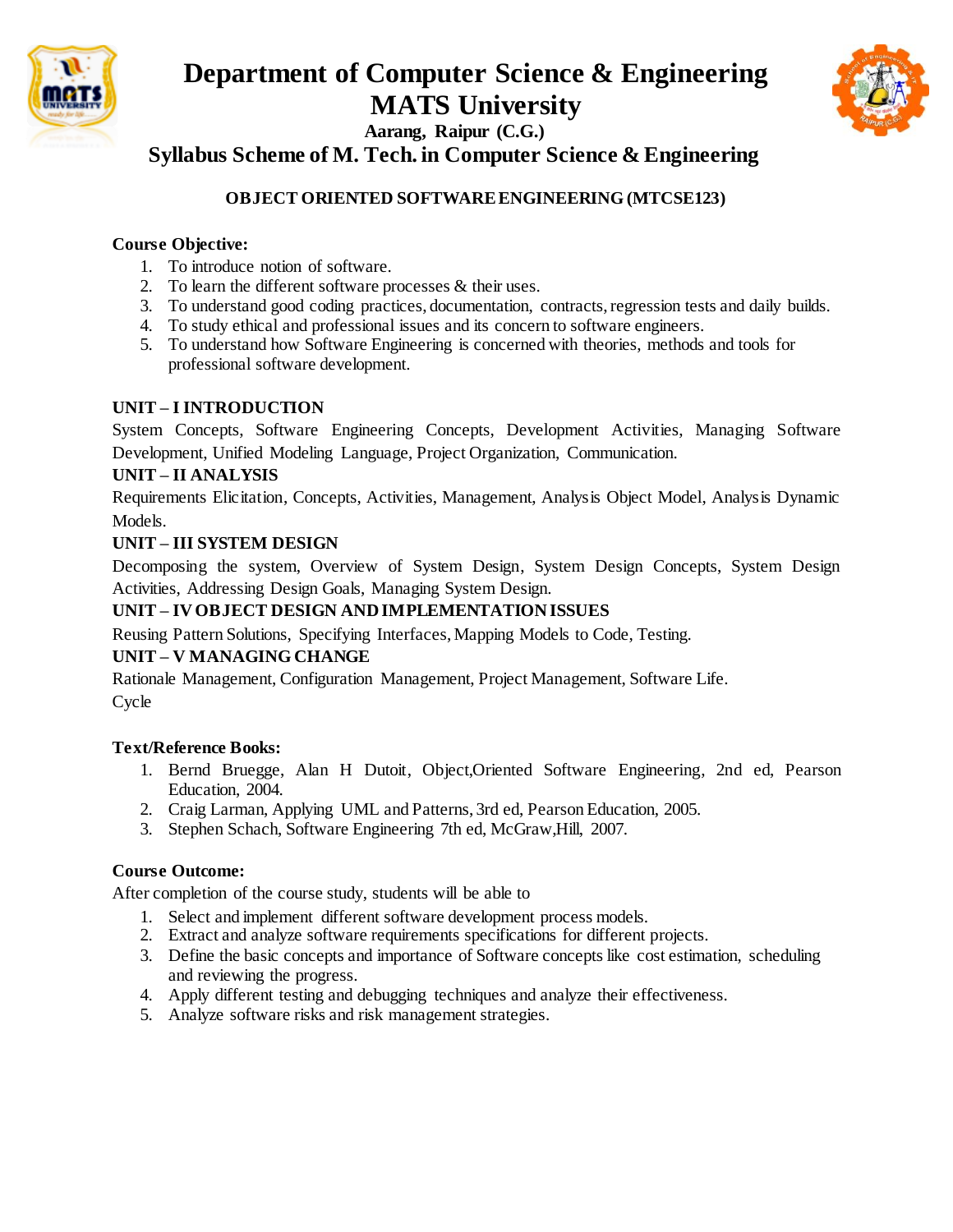# Department of Computer Science & Engineering
# MATS University

**Aarang, Raipur (C.G.)**

## Syllabus Scheme of M. Tech. in Computer Science & Engineering

### OBJECT ORIENTED SOFTWARE ENGINEERING (MTCSE123)

**Course Objective:**

1. To introduce notion of software.
2. To learn the different software processes & their uses.
3. To understand good coding practices, documentation, contracts, regression tests and daily builds.
4. To study ethical and professional issues and its concern to software engineers.
5. To understand how Software Engineering is concerned with theories, methods and tools for professional software development.

**UNIT – I INTRODUCTION**

System Concepts, Software Engineering Concepts, Development Activities, Managing Software Development, Unified Modeling Language, Project Organization, Communication.

**UNIT – II ANALYSIS**

Requirements Elicitation, Concepts, Activities, Management, Analysis Object Model, Analysis Dynamic Models.

**UNIT – III SYSTEM DESIGN**

Decomposing the system, Overview of System Design, System Design Concepts, System Design Activities, Addressing Design Goals, Managing System Design.

**UNIT – IV OBJECT DESIGN AND IMPLEMENTATION ISSUES**

Reusing Pattern Solutions, Specifying Interfaces, Mapping Models to Code, Testing.

**UNIT – V MANAGING CHANGE**

Rationale Management, Configuration Management, Project Management, Software Life.
Cycle

**Text/Reference Books:**

1. Bernd Bruegge, Alan H Dutoit, Object,Oriented Software Engineering, 2nd ed, Pearson Education, 2004.
2. Craig Larman, Applying UML and Patterns, 3rd ed, Pearson Education, 2005.
3. Stephen Schach, Software Engineering 7th ed, McGraw,Hill, 2007.

**Course Outcome:**

After completion of the course study, students will be able to

1. Select and implement different software development process models.
2. Extract and analyze software requirements specifications for different projects.
3. Define the basic concepts and importance of Software concepts like cost estimation, scheduling and reviewing the progress.
4. Apply different testing and debugging techniques and analyze their effectiveness.
5. Analyze software risks and risk management strategies.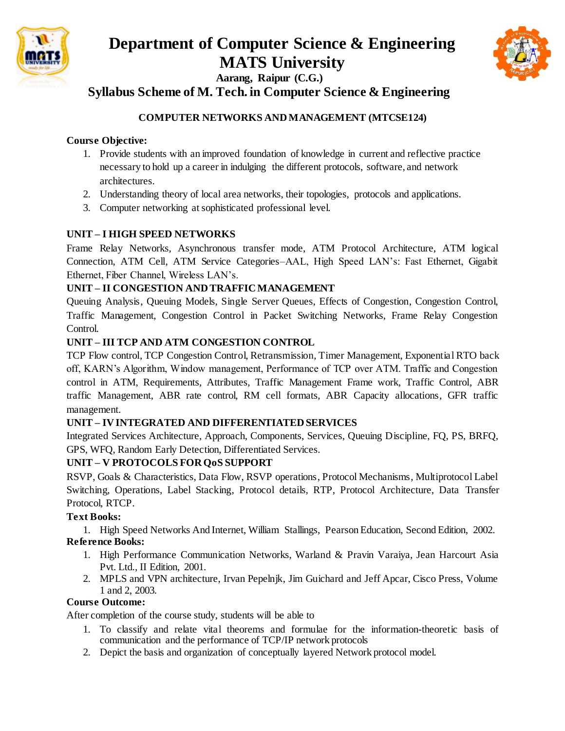# Department of Computer Science & Engineering
# MATS University

**Aarang, Raipur (C.G.)**

## Syllabus Scheme of M. Tech. in Computer Science & Engineering

### COMPUTER NETWORKS AND MANAGEMENT (MTCSE124)

**Course Objective:**

1. Provide students with an improved foundation of knowledge in current and reflective practice necessary to hold up a career in indulging the different protocols, software, and network architectures.
2. Understanding theory of local area networks, their topologies, protocols and applications.
3. Computer networking at sophisticated professional level.

**UNIT – I HIGH SPEED NETWORKS**

Frame Relay Networks, Asynchronous transfer mode, ATM Protocol Architecture, ATM logical Connection, ATM Cell, ATM Service Categories–AAL, High Speed LAN's: Fast Ethernet, Gigabit Ethernet, Fiber Channel, Wireless LAN's.

**UNIT – II CONGESTION AND TRAFFIC MANAGEMENT**

Queuing Analysis, Queuing Models, Single Server Queues, Effects of Congestion, Congestion Control, Traffic Management, Congestion Control in Packet Switching Networks, Frame Relay Congestion Control.

**UNIT – III TCP AND ATM CONGESTION CONTROL**

TCP Flow control, TCP Congestion Control, Retransmission, Timer Management, Exponential RTO back off, KARN's Algorithm, Window management, Performance of TCP over ATM. Traffic and Congestion control in ATM, Requirements, Attributes, Traffic Management Frame work, Traffic Control, ABR traffic Management, ABR rate control, RM cell formats, ABR Capacity allocations, GFR traffic management.

**UNIT – IV INTEGRATED AND DIFFERENTIATED SERVICES**

Integrated Services Architecture, Approach, Components, Services, Queuing Discipline, FQ, PS, BRFQ, GPS, WFQ, Random Early Detection, Differentiated Services.

**UNIT – V PROTOCOLS FOR QoS SUPPORT**

RSVP, Goals & Characteristics, Data Flow, RSVP operations, Protocol Mechanisms, Multiprotocol Label Switching, Operations, Label Stacking, Protocol details, RTP, Protocol Architecture, Data Transfer Protocol, RTCP.

**Text Books:**

1. High Speed Networks And Internet, William Stallings, Pearson Education, Second Edition, 2002.

**Reference Books:**

1. High Performance Communication Networks, Warland & Pravin Varaiya, Jean Harcourt Asia Pvt. Ltd., II Edition, 2001.
2. MPLS and VPN architecture, Irvan Pepelnjk, Jim Guichard and Jeff Apcar, Cisco Press, Volume 1 and 2, 2003.

**Course Outcome:**

After completion of the course study, students will be able to

1. To classify and relate vital theorems and formulae for the information-theoretic basis of communication and the performance of TCP/IP network protocols
2. Depict the basis and organization of conceptually layered Network protocol model.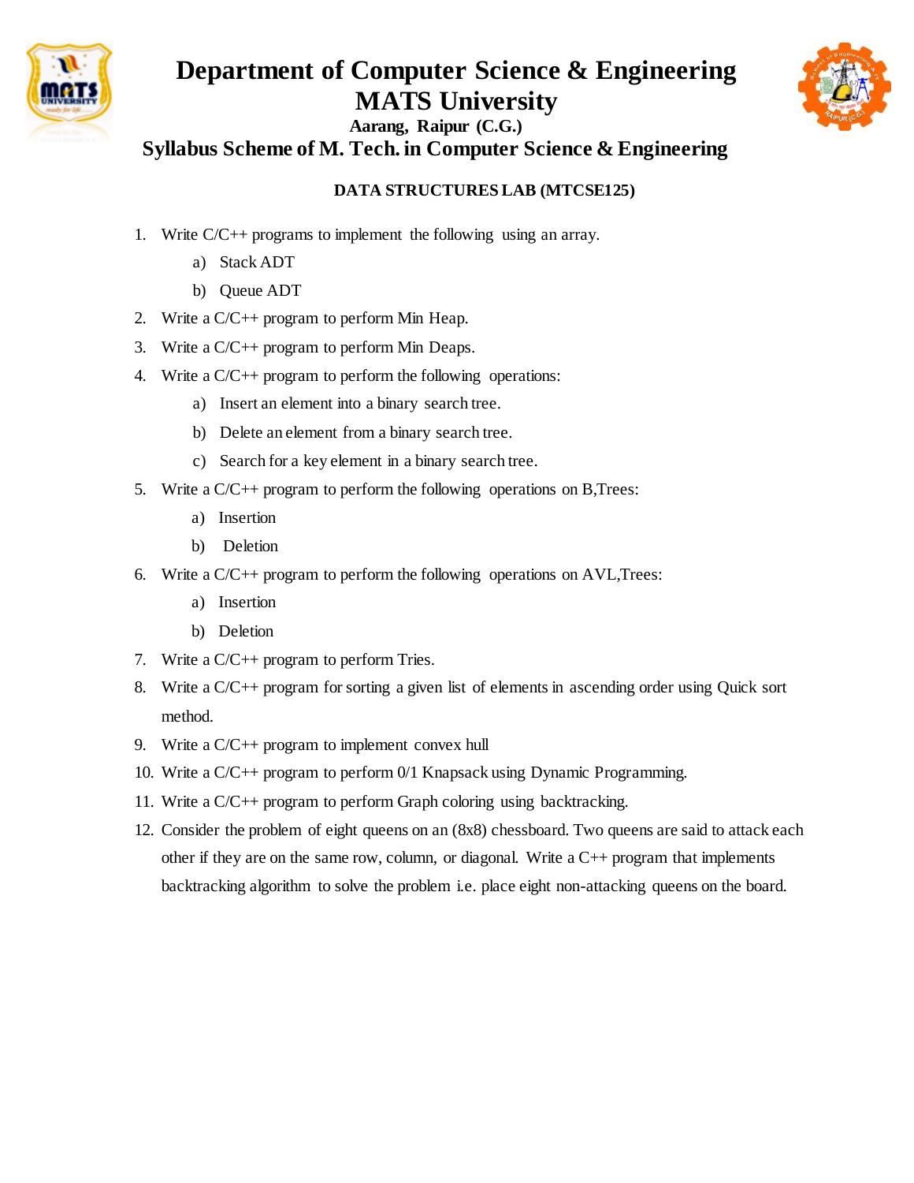# Department of Computer Science & Engineering
# MATS University

**Aarang, Raipur (C.G.)**

## Syllabus Scheme of M. Tech. in Computer Science & Engineering

### DATA STRUCTURES LAB (MTCSE125)

1. Write C/C++ programs to implement the following using an array.
   a) Stack ADT
   b) Queue ADT
2. Write a C/C++ program to perform Min Heap.
3. Write a C/C++ program to perform Min Deaps.
4. Write a C/C++ program to perform the following operations:
   a) Insert an element into a binary search tree.
   b) Delete an element from a binary search tree.
   c) Search for a key element in a binary search tree.
5. Write a C/C++ program to perform the following operations on B,Trees:
   a) Insertion
   b) Deletion
6. Write a C/C++ program to perform the following operations on AVL,Trees:
   a) Insertion
   b) Deletion
7. Write a C/C++ program to perform Tries.
8. Write a C/C++ program for sorting a given list of elements in ascending order using Quick sort method.
9. Write a C/C++ program to implement convex hull
10. Write a C/C++ program to perform 0/1 Knapsack using Dynamic Programming.
11. Write a C/C++ program to perform Graph coloring using backtracking.
12. Consider the problem of eight queens on an (8x8) chessboard. Two queens are said to attack each other if they are on the same row, column, or diagonal. Write a C++ program that implements backtracking algorithm to solve the problem i.e. place eight non-attacking queens on the board.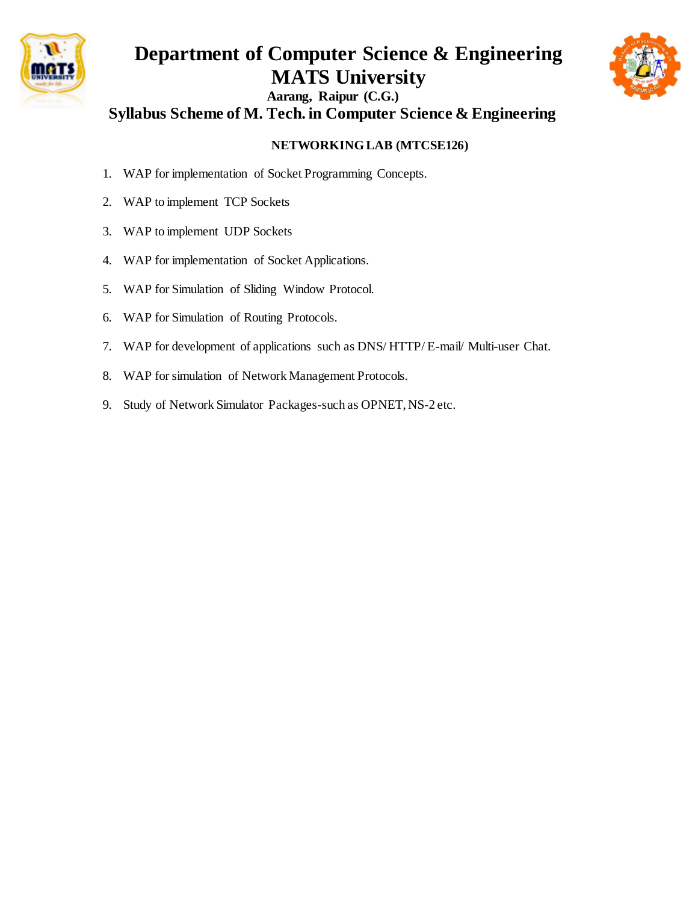# Department of Computer Science & Engineering
# MATS University
### Aarang, Raipur (C.G.)
## Syllabus Scheme of M. Tech. in Computer Science & Engineering

**NETWORKING LAB (MTCSE126)**

1. WAP for implementation of Socket Programming Concepts.
2. WAP to implement TCP Sockets
3. WAP to implement UDP Sockets
4. WAP for implementation of Socket Applications.
5. WAP for Simulation of Sliding Window Protocol.
6. WAP for Simulation of Routing Protocols.
7. WAP for development of applications such as DNS/ HTTP/ E-mail/ Multi-user Chat.
8. WAP for simulation of Network Management Protocols.
9. Study of Network Simulator Packages-such as OPNET, NS-2 etc.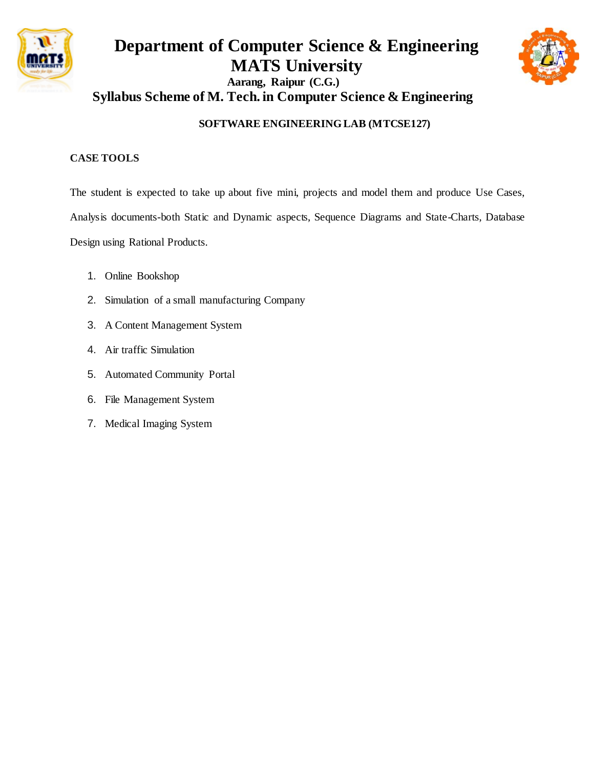# Department of Computer Science & Engineering
# MATS University

**Aarang, Raipur (C.G.)**

## Syllabus Scheme of M. Tech. in Computer Science & Engineering

### SOFTWARE ENGINEERING LAB (MTCSE127)

**CASE TOOLS**

The student is expected to take up about five mini, projects and model them and produce Use Cases, Analysis documents-both Static and Dynamic aspects, Sequence Diagrams and State-Charts, Database Design using Rational Products.

1. Online Bookshop
2. Simulation of a small manufacturing Company
3. A Content Management System
4. Air traffic Simulation
5. Automated Community Portal
6. File Management System
7. Medical Imaging System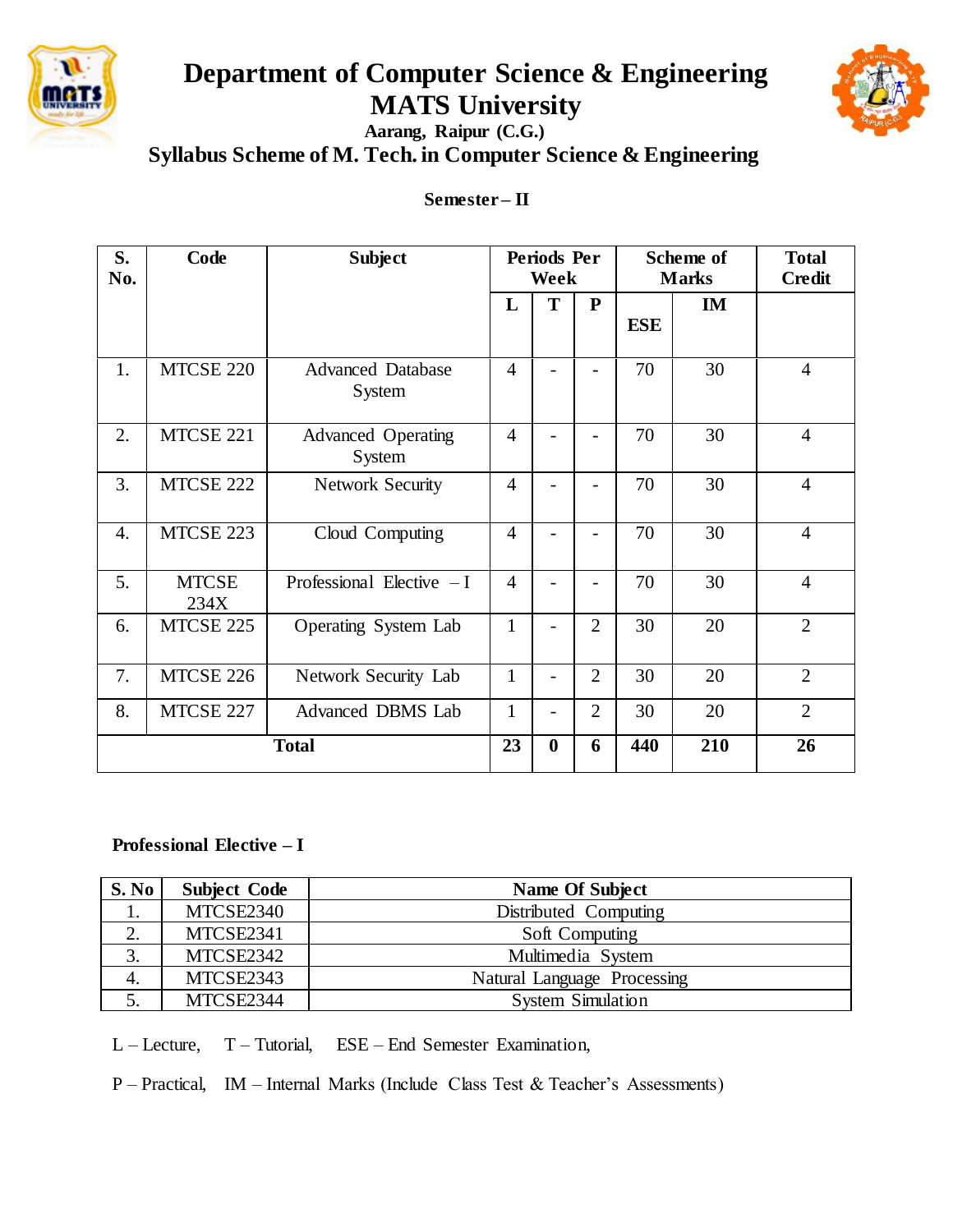# Department of Computer Science & Engineering
# MATS University

**Aarang, Raipur (C.G.)**

## Syllabus Scheme of M. Tech. in Computer Science & Engineering

### Semester – II

| S. No. | Code | Subject | Periods Per Week | | | Scheme of Marks | | Total Credit |
|---|---|---|---|---|---|---|---|---|
| | | | L | T | P | ESE | IM | |
| 1. | MTCSE 220 | Advanced Database System | 4 | - | - | 70 | 30 | 4 |
| 2. | MTCSE 221 | Advanced Operating System | 4 | - | - | 70 | 30 | 4 |
| 3. | MTCSE 222 | Network Security | 4 | - | - | 70 | 30 | 4 |
| 4. | MTCSE 223 | Cloud Computing | 4 | - | - | 70 | 30 | 4 |
| 5. | MTCSE 234X | Professional Elective – I | 4 | - | - | 70 | 30 | 4 |
| 6. | MTCSE 225 | Operating System Lab | 1 | - | 2 | 30 | 20 | 2 |
| 7. | MTCSE 226 | Network Security Lab | 1 | - | 2 | 30 | 20 | 2 |
| 8. | MTCSE 227 | Advanced DBMS Lab | 1 | - | 2 | 30 | 20 | 2 |
| **Total** | | | **23** | **0** | **6** | **440** | **210** | **26** |

**Professional Elective – I**

| S. No | Subject Code | Name Of Subject |
|---|---|---|
| 1. | MTCSE2340 | Distributed Computing |
| 2. | MTCSE2341 | Soft Computing |
| 3. | MTCSE2342 | Multimedia System |
| 4. | MTCSE2343 | Natural Language Processing |
| 5. | MTCSE2344 | System Simulation |

L – Lecture, T – Tutorial, ESE – End Semester Examination,

P – Practical, IM – Internal Marks (Include Class Test & Teacher's Assessments)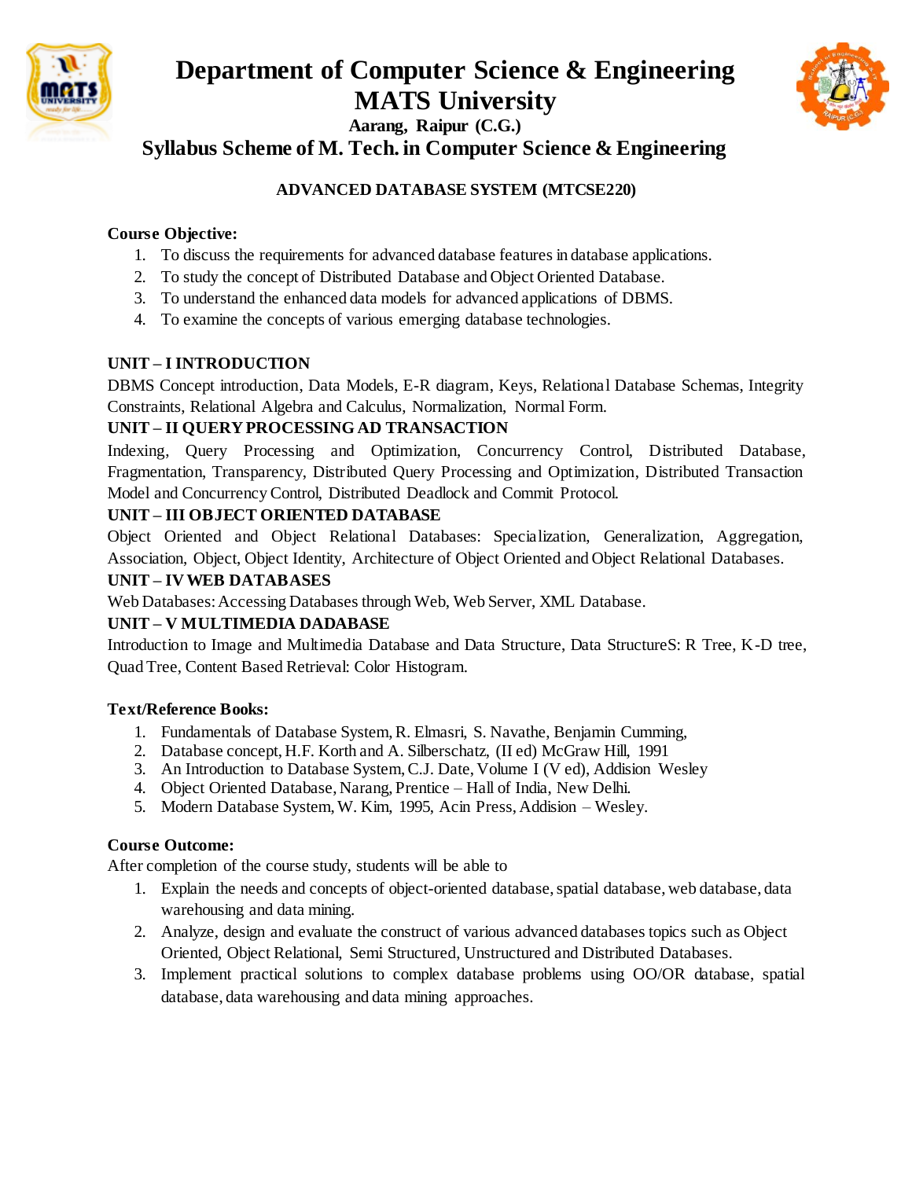# Department of Computer Science & Engineering
# MATS University

**Aarang, Raipur (C.G.)**

## Syllabus Scheme of M. Tech. in Computer Science & Engineering

### ADVANCED DATABASE SYSTEM (MTCSE220)

**Course Objective:**

1. To discuss the requirements for advanced database features in database applications.
2. To study the concept of Distributed Database and Object Oriented Database.
3. To understand the enhanced data models for advanced applications of DBMS.
4. To examine the concepts of various emerging database technologies.

**UNIT – I INTRODUCTION**

DBMS Concept introduction, Data Models, E-R diagram, Keys, Relational Database Schemas, Integrity Constraints, Relational Algebra and Calculus, Normalization, Normal Form.

**UNIT – II QUERY PROCESSING AD TRANSACTION**

Indexing, Query Processing and Optimization, Concurrency Control, Distributed Database, Fragmentation, Transparency, Distributed Query Processing and Optimization, Distributed Transaction Model and Concurrency Control, Distributed Deadlock and Commit Protocol.

**UNIT – III OBJECT ORIENTED DATABASE**

Object Oriented and Object Relational Databases: Specialization, Generalization, Aggregation, Association, Object, Object Identity, Architecture of Object Oriented and Object Relational Databases.

**UNIT – IV WEB DATABASES**

Web Databases: Accessing Databases through Web, Web Server, XML Database.

**UNIT – V MULTIMEDIA DADABASE**

Introduction to Image and Multimedia Database and Data Structure, Data StructureS: R Tree, K-D tree, Quad Tree, Content Based Retrieval: Color Histogram.

**Text/Reference Books:**

1. Fundamentals of Database System, R. Elmasri, S. Navathe, Benjamin Cumming,
2. Database concept, H.F. Korth and A. Silberschatz, (II ed) McGraw Hill, 1991
3. An Introduction to Database System, C.J. Date, Volume I (V ed), Addision Wesley
4. Object Oriented Database, Narang, Prentice – Hall of India, New Delhi.
5. Modern Database System, W. Kim, 1995, Acin Press, Addision – Wesley.

**Course Outcome:**

After completion of the course study, students will be able to

1. Explain the needs and concepts of object-oriented database, spatial database, web database, data warehousing and data mining.
2. Analyze, design and evaluate the construct of various advanced databases topics such as Object Oriented, Object Relational, Semi Structured, Unstructured and Distributed Databases.
3. Implement practical solutions to complex database problems using OO/OR database, spatial database, data warehousing and data mining approaches.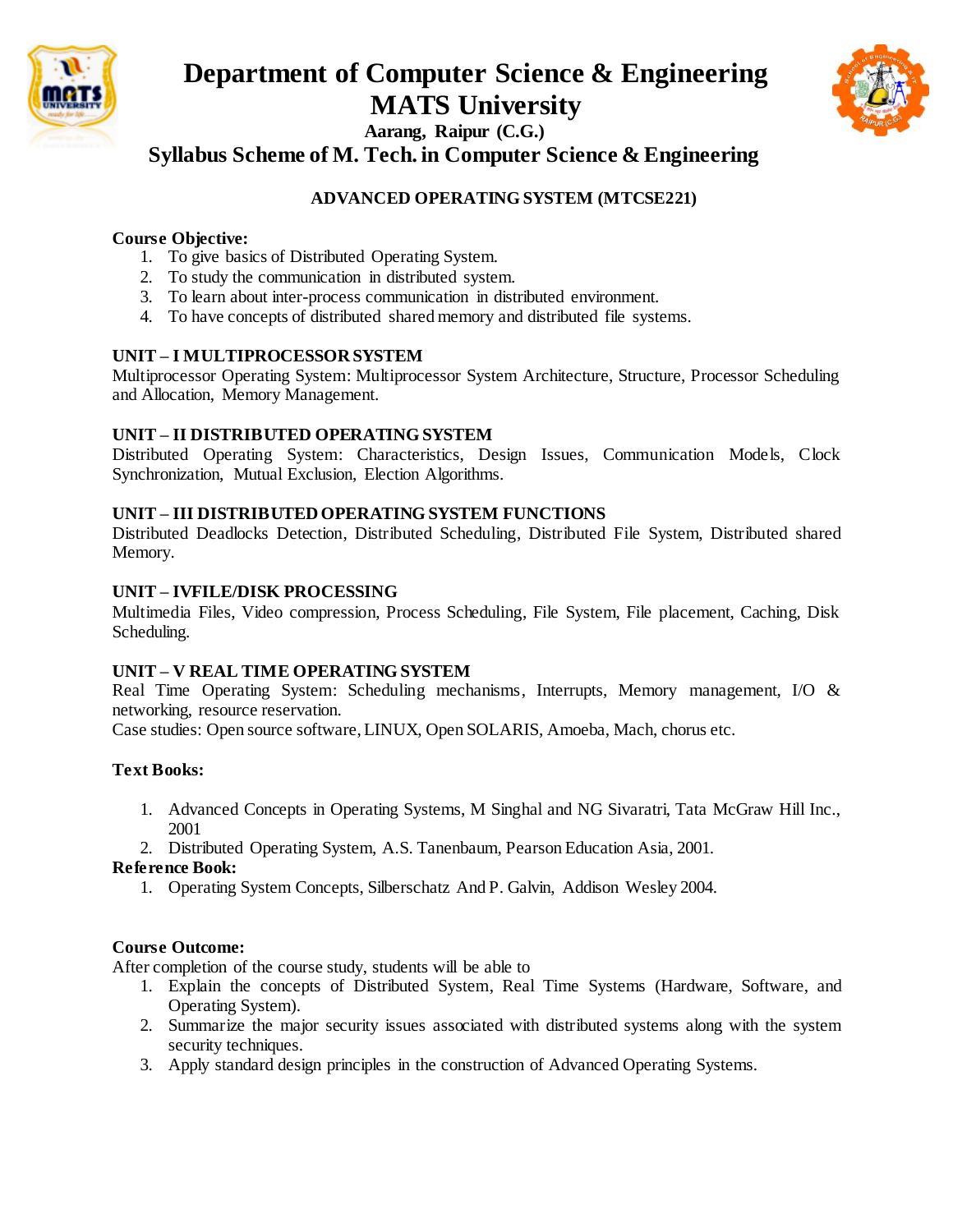# Department of Computer Science & Engineering
# MATS University
### Aarang, Raipur (C.G.)
## Syllabus Scheme of M. Tech. in Computer Science & Engineering

### ADVANCED OPERATING SYSTEM (MTCSE221)

**Course Objective:**

1. To give basics of Distributed Operating System.
2. To study the communication in distributed system.
3. To learn about inter-process communication in distributed environment.
4. To have concepts of distributed shared memory and distributed file systems.

**UNIT – I MULTIPROCESSOR SYSTEM**

Multiprocessor Operating System: Multiprocessor System Architecture, Structure, Processor Scheduling and Allocation, Memory Management.

**UNIT – II DISTRIBUTED OPERATING SYSTEM**

Distributed Operating System: Characteristics, Design Issues, Communication Models, Clock Synchronization, Mutual Exclusion, Election Algorithms.

**UNIT – III DISTRIBUTED OPERATING SYSTEM FUNCTIONS**

Distributed Deadlocks Detection, Distributed Scheduling, Distributed File System, Distributed shared Memory.

**UNIT – IVFILE/DISK PROCESSING**

Multimedia Files, Video compression, Process Scheduling, File System, File placement, Caching, Disk Scheduling.

**UNIT – V REAL TIME OPERATING SYSTEM**

Real Time Operating System: Scheduling mechanisms, Interrupts, Memory management, I/O & networking, resource reservation.

Case studies: Open source software, LINUX, Open SOLARIS, Amoeba, Mach, chorus etc.

**Text Books:**

1. Advanced Concepts in Operating Systems, M Singhal and NG Sivaratri, Tata McGraw Hill Inc., 2001
2. Distributed Operating System, A.S. Tanenbaum, Pearson Education Asia, 2001.

**Reference Book:**

1. Operating System Concepts, Silberschatz And P. Galvin, Addison Wesley 2004.

**Course Outcome:**

After completion of the course study, students will be able to

1. Explain the concepts of Distributed System, Real Time Systems (Hardware, Software, and Operating System).
2. Summarize the major security issues associated with distributed systems along with the system security techniques.
3. Apply standard design principles in the construction of Advanced Operating Systems.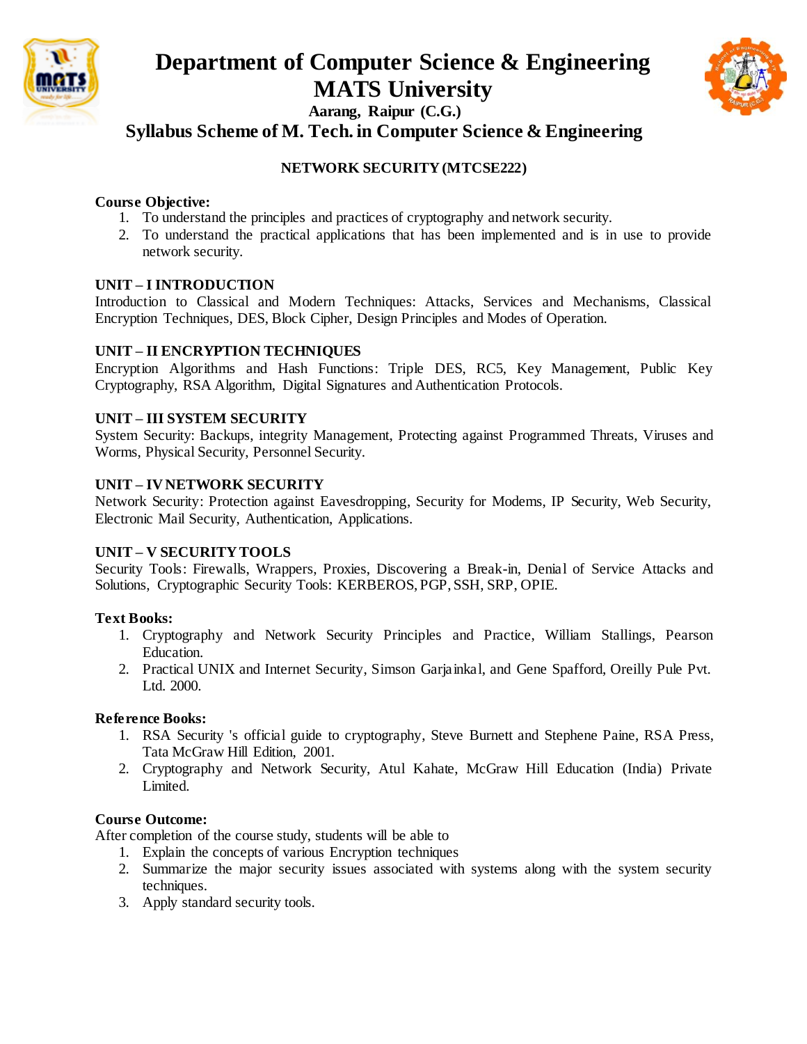# Department of Computer Science & Engineering
# MATS University

**Aarang, Raipur (C.G.)**

## Syllabus Scheme of M. Tech. in Computer Science & Engineering

### NETWORK SECURITY (MTCSE222)

**Course Objective:**

1. To understand the principles and practices of cryptography and network security.
2. To understand the practical applications that has been implemented and is in use to provide network security.

**UNIT – I INTRODUCTION**

Introduction to Classical and Modern Techniques: Attacks, Services and Mechanisms, Classical Encryption Techniques, DES, Block Cipher, Design Principles and Modes of Operation.

**UNIT – II ENCRYPTION TECHNIQUES**

Encryption Algorithms and Hash Functions: Triple DES, RC5, Key Management, Public Key Cryptography, RSA Algorithm, Digital Signatures and Authentication Protocols.

**UNIT – III SYSTEM SECURITY**

System Security: Backups, integrity Management, Protecting against Programmed Threats, Viruses and Worms, Physical Security, Personnel Security.

**UNIT – IV NETWORK SECURITY**

Network Security: Protection against Eavesdropping, Security for Modems, IP Security, Web Security, Electronic Mail Security, Authentication, Applications.

**UNIT – V SECURITY TOOLS**

Security Tools: Firewalls, Wrappers, Proxies, Discovering a Break-in, Denial of Service Attacks and Solutions, Cryptographic Security Tools: KERBEROS, PGP, SSH, SRP, OPIE.

**Text Books:**

1. Cryptography and Network Security Principles and Practice, William Stallings, Pearson Education.
2. Practical UNIX and Internet Security, Simson Garjainkal, and Gene Spafford, Oreilly Pule Pvt. Ltd. 2000.

**Reference Books:**

1. RSA Security 's official guide to cryptography, Steve Burnett and Stephene Paine, RSA Press, Tata McGraw Hill Edition, 2001.
2. Cryptography and Network Security, Atul Kahate, McGraw Hill Education (India) Private Limited.

**Course Outcome:**

After completion of the course study, students will be able to

1. Explain the concepts of various Encryption techniques
2. Summarize the major security issues associated with systems along with the system security techniques.
3. Apply standard security tools.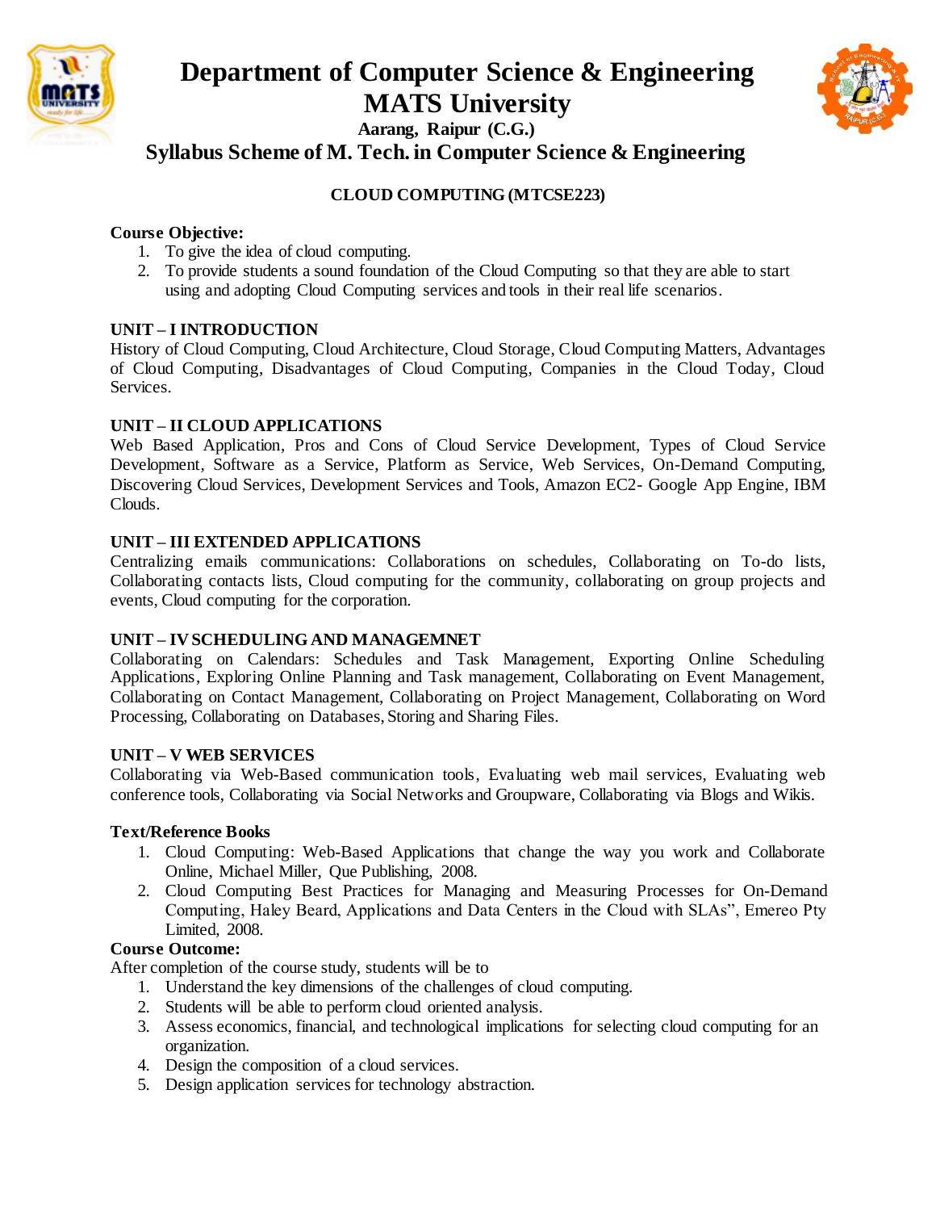# Department of Computer Science & Engineering
# MATS University

**Aarang, Raipur (C.G.)**

## Syllabus Scheme of M. Tech. in Computer Science & Engineering

### CLOUD COMPUTING (MTCSE223)

**Course Objective:**

1. To give the idea of cloud computing.
2. To provide students a sound foundation of the Cloud Computing so that they are able to start using and adopting Cloud Computing services and tools in their real life scenarios.

**UNIT – I INTRODUCTION**

History of Cloud Computing, Cloud Architecture, Cloud Storage, Cloud Computing Matters, Advantages of Cloud Computing, Disadvantages of Cloud Computing, Companies in the Cloud Today, Cloud Services.

**UNIT – II CLOUD APPLICATIONS**

Web Based Application, Pros and Cons of Cloud Service Development, Types of Cloud Service Development, Software as a Service, Platform as Service, Web Services, On-Demand Computing, Discovering Cloud Services, Development Services and Tools, Amazon EC2- Google App Engine, IBM Clouds.

**UNIT – III EXTENDED APPLICATIONS**

Centralizing emails communications: Collaborations on schedules, Collaborating on To-do lists, Collaborating contacts lists, Cloud computing for the community, collaborating on group projects and events, Cloud computing for the corporation.

**UNIT – IV SCHEDULING AND MANAGEMNET**

Collaborating on Calendars: Schedules and Task Management, Exporting Online Scheduling Applications, Exploring Online Planning and Task management, Collaborating on Event Management, Collaborating on Contact Management, Collaborating on Project Management, Collaborating on Word Processing, Collaborating on Databases, Storing and Sharing Files.

**UNIT – V WEB SERVICES**

Collaborating via Web-Based communication tools, Evaluating web mail services, Evaluating web conference tools, Collaborating via Social Networks and Groupware, Collaborating via Blogs and Wikis.

**Text/Reference Books**

1. Cloud Computing: Web-Based Applications that change the way you work and Collaborate Online, Michael Miller, Que Publishing, 2008.
2. Cloud Computing Best Practices for Managing and Measuring Processes for On-Demand Computing, Haley Beard, Applications and Data Centers in the Cloud with SLAs", Emereo Pty Limited, 2008.

**Course Outcome:**

After completion of the course study, students will be to

1. Understand the key dimensions of the challenges of cloud computing.
2. Students will be able to perform cloud oriented analysis.
3. Assess economics, financial, and technological implications for selecting cloud computing for an organization.
4. Design the composition of a cloud services.
5. Design application services for technology abstraction.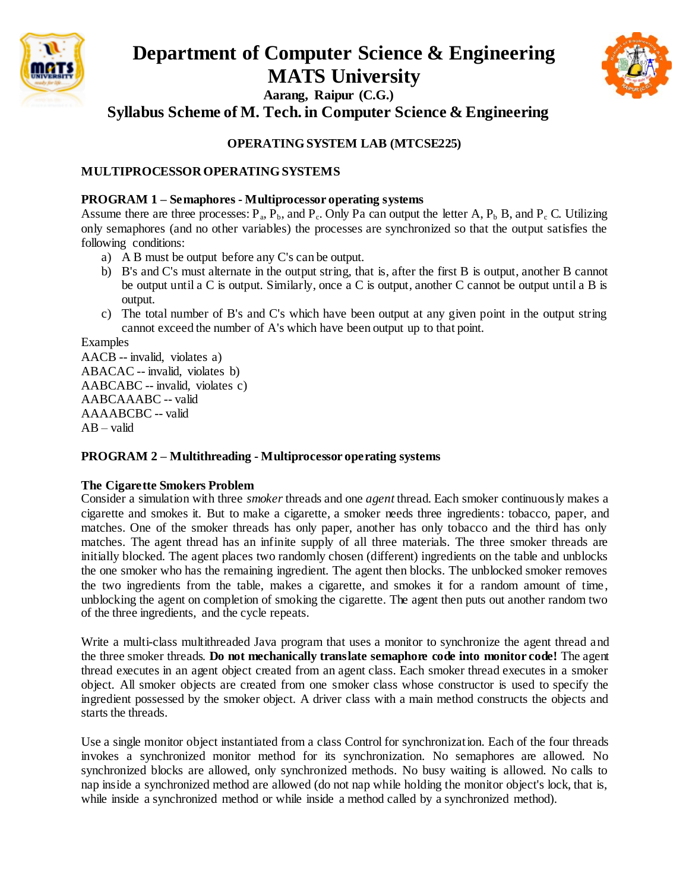# Department of Computer Science & Engineering
# MATS University

**Aarang, Raipur (C.G.)**

## Syllabus Scheme of M. Tech. in Computer Science & Engineering

### OPERATING SYSTEM LAB (MTCSE225)

### MULTIPROCESSOR OPERATING SYSTEMS

### PROGRAM 1 – Semaphores - Multiprocessor operating systems

Assume there are three processes: $P_a$, $P_b$, and $P_c$. Only Pa can output the letter A, $P_b$ B, and $P_c$ C. Utilizing only semaphores (and no other variables) the processes are synchronized so that the output satisfies the following conditions:

a) A B must be output before any C's can be output.
b) B's and C's must alternate in the output string, that is, after the first B is output, another B cannot be output until a C is output. Similarly, once a C is output, another C cannot be output until a B is output.
c) The total number of B's and C's which have been output at any given point in the output string cannot exceed the number of A's which have been output up to that point.

Examples
AACB -- invalid, violates a)
ABACAC -- invalid, violates b)
AABCABC -- invalid, violates c)
AABCAAABC -- valid
AAAABCBC -- valid
AB – valid

### PROGRAM 2 – Multithreading - Multiprocessor operating systems

**The Cigarette Smokers Problem**

Consider a simulation with three *smoker* threads and one *agent* thread. Each smoker continuously makes a cigarette and smokes it. But to make a cigarette, a smoker needs three ingredients: tobacco, paper, and matches. One of the smoker threads has only paper, another has only tobacco and the third has only matches. The agent thread has an infinite supply of all three materials. The three smoker threads are initially blocked. The agent places two randomly chosen (different) ingredients on the table and unblocks the one smoker who has the remaining ingredient. The agent then blocks. The unblocked smoker removes the two ingredients from the table, makes a cigarette, and smokes it for a random amount of time, unblocking the agent on completion of smoking the cigarette. The agent then puts out another random two of the three ingredients, and the cycle repeats.

Write a multi-class multithreaded Java program that uses a monitor to synchronize the agent thread and the three smoker threads. **Do not mechanically translate semaphore code into monitor code!** The agent thread executes in an agent object created from an agent class. Each smoker thread executes in a smoker object. All smoker objects are created from one smoker class whose constructor is used to specify the ingredient possessed by the smoker object. A driver class with a main method constructs the objects and starts the threads.

Use a single monitor object instantiated from a class Control for synchronization. Each of the four threads invokes a synchronized monitor method for its synchronization. No semaphores are allowed. No synchronized blocks are allowed, only synchronized methods. No busy waiting is allowed. No calls to nap inside a synchronized method are allowed (do not nap while holding the monitor object's lock, that is, while inside a synchronized method or while inside a method called by a synchronized method).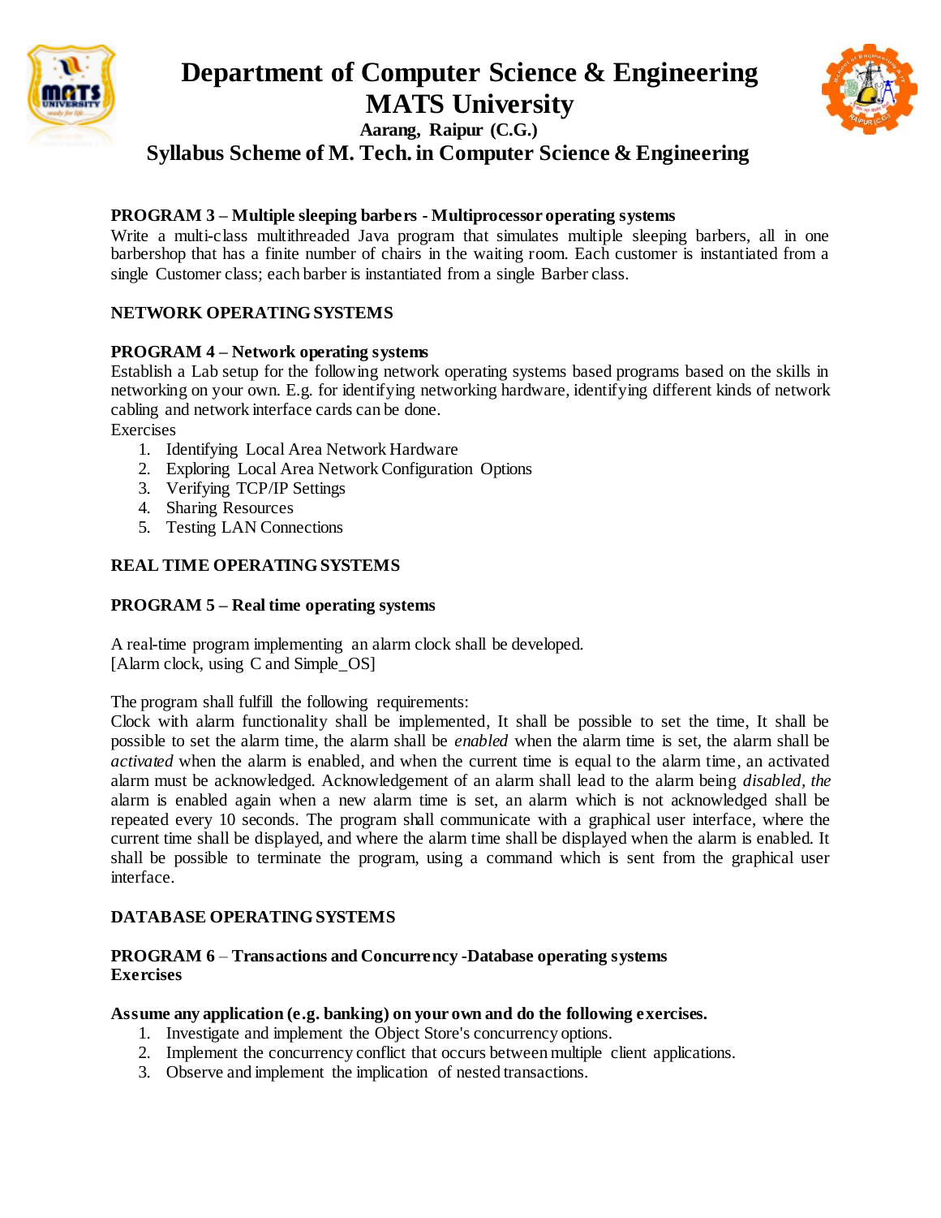**PROGRAM 3 – Multiple sleeping barbers - Multiprocessor operating systems**

Write a multi-class multithreaded Java program that simulates multiple sleeping barbers, all in one barbershop that has a finite number of chairs in the waiting room. Each customer is instantiated from a single Customer class; each barber is instantiated from a single Barber class.

**NETWORK OPERATING SYSTEMS**

**PROGRAM 4 – Network operating systems**

Establish a Lab setup for the following network operating systems based programs based on the skills in networking on your own. E.g. for identifying networking hardware, identifying different kinds of network cabling and network interface cards can be done.

Exercises

1. Identifying Local Area Network Hardware
2. Exploring Local Area Network Configuration Options
3. Verifying TCP/IP Settings
4. Sharing Resources
5. Testing LAN Connections

**REAL TIME OPERATING SYSTEMS**

**PROGRAM 5 – Real time operating systems**

A real-time program implementing an alarm clock shall be developed.
[Alarm clock, using C and Simple_OS]

The program shall fulfill the following requirements:
Clock with alarm functionality shall be implemented, It shall be possible to set the time, It shall be possible to set the alarm time, the alarm shall be *enabled* when the alarm time is set, the alarm shall be *activated* when the alarm is enabled, and when the current time is equal to the alarm time, an activated alarm must be acknowledged. Acknowledgement of an alarm shall lead to the alarm being *disabled*, *the* alarm is enabled again when a new alarm time is set, an alarm which is not acknowledged shall be repeated every 10 seconds. The program shall communicate with a graphical user interface, where the current time shall be displayed, and where the alarm time shall be displayed when the alarm is enabled. It shall be possible to terminate the program, using a command which is sent from the graphical user interface.

**DATABASE OPERATING SYSTEMS**

**PROGRAM 6** – **Transactions and Concurrency -Database operating systems**
**Exercises**

**Assume any application (e.g. banking) on your own and do the following exercises.**

1. Investigate and implement the Object Store's concurrency options.
2. Implement the concurrency conflict that occurs between multiple client applications.
3. Observe and implement the implication of nested transactions.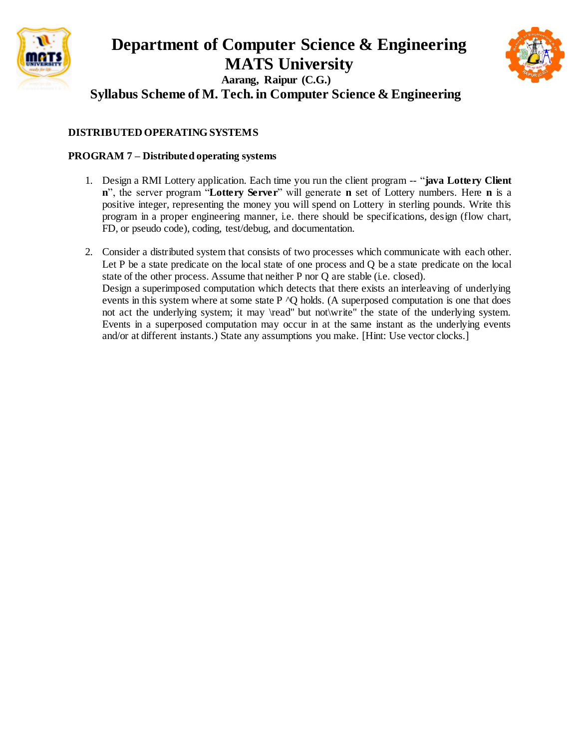# Department of Computer Science & Engineering
# MATS University
### Aarang, Raipur (C.G.)
## Syllabus Scheme of M. Tech. in Computer Science & Engineering

**DISTRIBUTED OPERATING SYSTEMS**

**PROGRAM 7 – Distributed operating systems**

1. Design a RMI Lottery application. Each time you run the client program -- "**java Lottery Client n**", the server program "**Lottery Server**" will generate **n** set of Lottery numbers. Here **n** is a positive integer, representing the money you will spend on Lottery in sterling pounds. Write this program in a proper engineering manner, i.e. there should be specifications, design (flow chart, FD, or pseudo code), coding, test/debug, and documentation.

2. Consider a distributed system that consists of two processes which communicate with each other. Let P be a state predicate on the local state of one process and Q be a state predicate on the local state of the other process. Assume that neither P nor Q are stable (i.e. closed).
   Design a superimposed computation which detects that there exists an interleaving of underlying events in this system where at some state P ^Q holds. (A superposed computation is one that does not act the underlying system; it may \read" but not\write" the state of the underlying system. Events in a superposed computation may occur in at the same instant as the underlying events and/or at different instants.) State any assumptions you make. [Hint: Use vector clocks.]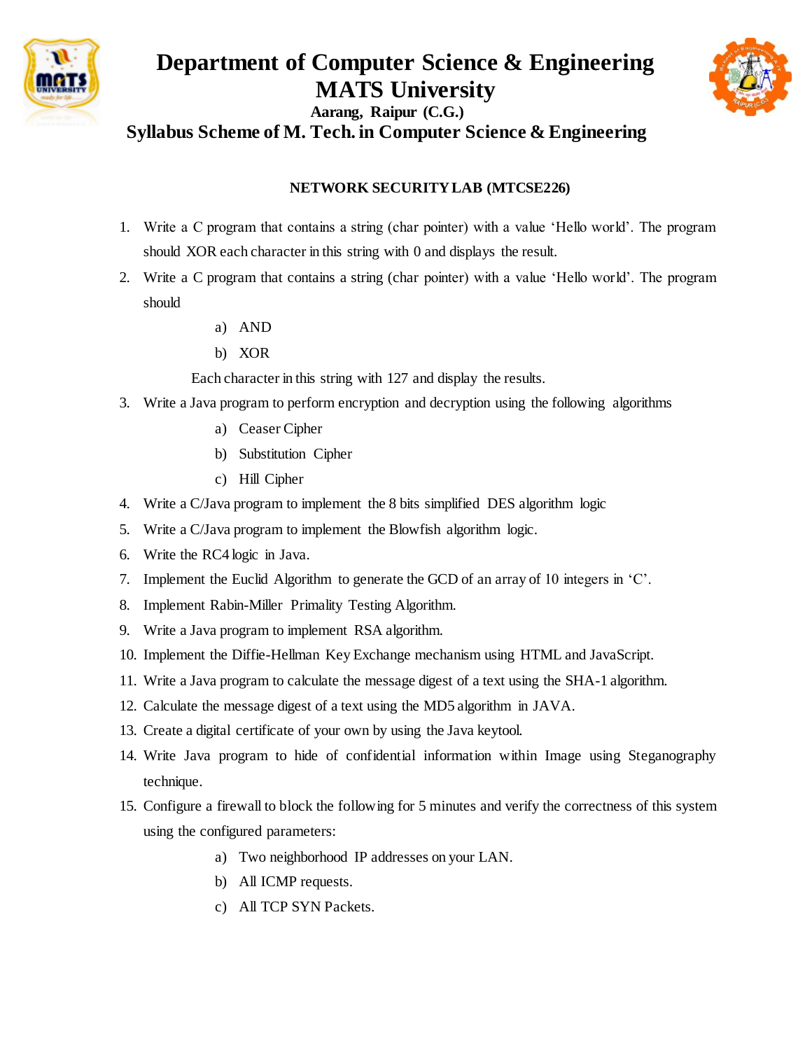# Department of Computer Science & Engineering
# MATS University

**Aarang, Raipur (C.G.)**

## Syllabus Scheme of M. Tech. in Computer Science & Engineering

### NETWORK SECURITY LAB (MTCSE226)

1. Write a C program that contains a string (char pointer) with a value 'Hello world'. The program should XOR each character in this string with 0 and displays the result.
2. Write a C program that contains a string (char pointer) with a value 'Hello world'. The program should
    a) AND
    b) XOR

    Each character in this string with 127 and display the results.
3. Write a Java program to perform encryption and decryption using the following algorithms
    a) Ceaser Cipher
    b) Substitution Cipher
    c) Hill Cipher
4. Write a C/Java program to implement the 8 bits simplified DES algorithm logic
5. Write a C/Java program to implement the Blowfish algorithm logic.
6. Write the RC4 logic in Java.
7. Implement the Euclid Algorithm to generate the GCD of an array of 10 integers in 'C'.
8. Implement Rabin-Miller Primality Testing Algorithm.
9. Write a Java program to implement RSA algorithm.
10. Implement the Diffie-Hellman Key Exchange mechanism using HTML and JavaScript.
11. Write a Java program to calculate the message digest of a text using the SHA-1 algorithm.
12. Calculate the message digest of a text using the MD5 algorithm in JAVA.
13. Create a digital certificate of your own by using the Java keytool.
14. Write Java program to hide of confidential information within Image using Steganography technique.
15. Configure a firewall to block the following for 5 minutes and verify the correctness of this system using the configured parameters:
    a) Two neighborhood IP addresses on your LAN.
    b) All ICMP requests.
    c) All TCP SYN Packets.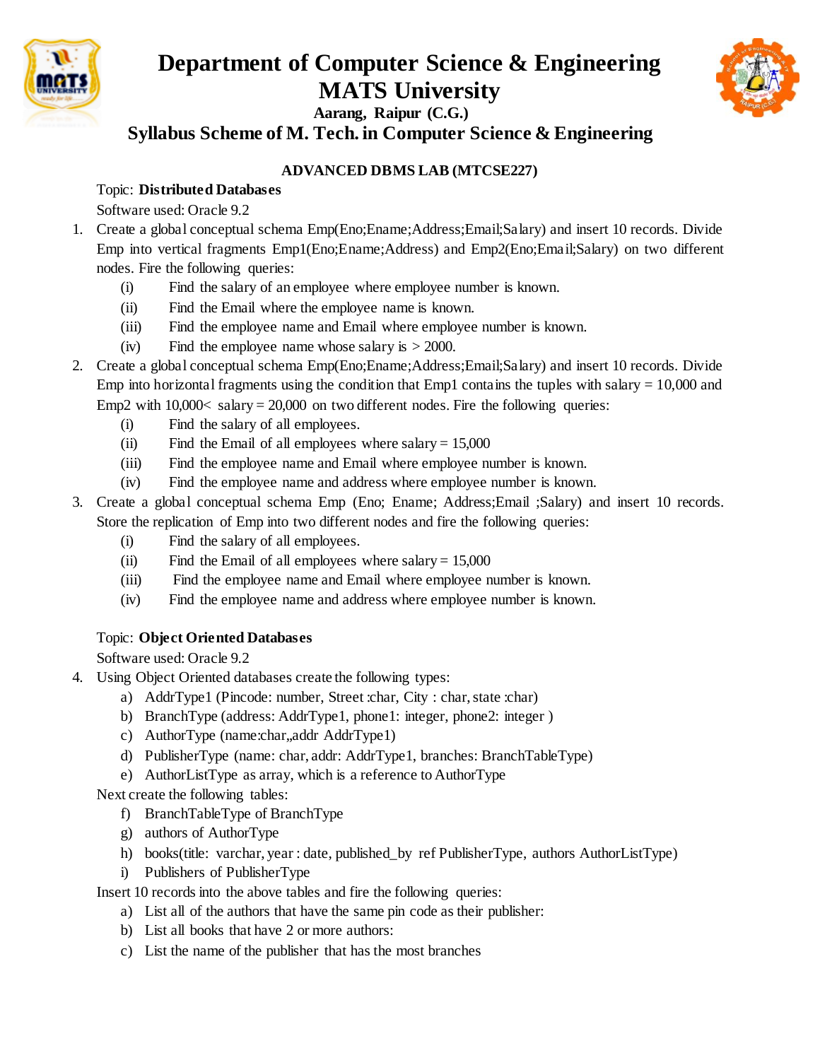# Department of Computer Science & Engineering
# MATS University
### Aarang, Raipur (C.G.)
## Syllabus Scheme of M. Tech. in Computer Science & Engineering

**ADVANCED DBMS LAB (MTCSE227)**

Topic: **Distributed Databases**

Software used: Oracle 9.2

1. Create a global conceptual schema Emp(Eno;Ename;Address;Email;Salary) and insert 10 records. Divide Emp into vertical fragments Emp1(Eno;Ename;Address) and Emp2(Eno;Email;Salary) on two different nodes. Fire the following queries:
   (i) Find the salary of an employee where employee number is known.
   (ii) Find the Email where the employee name is known.
   (iii) Find the employee name and Email where employee number is known.
   (iv) Find the employee name whose salary is > 2000.
2. Create a global conceptual schema Emp(Eno;Ename;Address;Email;Salary) and insert 10 records. Divide Emp into horizontal fragments using the condition that Emp1 contains the tuples with salary = 10,000 and Emp2 with 10,000< salary = 20,000 on two different nodes. Fire the following queries:
   (i) Find the salary of all employees.
   (ii) Find the Email of all employees where salary = 15,000
   (iii) Find the employee name and Email where employee number is known.
   (iv) Find the employee name and address where employee number is known.
3. Create a global conceptual schema Emp (Eno; Ename; Address;Email ;Salary) and insert 10 records. Store the replication of Emp into two different nodes and fire the following queries:
   (i) Find the salary of all employees.
   (ii) Find the Email of all employees where salary = 15,000
   (iii) Find the employee name and Email where employee number is known.
   (iv) Find the employee name and address where employee number is known.

Topic: **Object Oriented Databases**

Software used: Oracle 9.2

4. Using Object Oriented databases create the following types:
   a) AddrType1 (Pincode: number, Street :char, City : char, state :char)
   b) BranchType (address: AddrType1, phone1: integer, phone2: integer )
   c) AuthorType (name:char,,addr AddrType1)
   d) PublisherType (name: char, addr: AddrType1, branches: BranchTableType)
   e) AuthorListType as array, which is a reference to AuthorType

   Next create the following tables:
   f) BranchTableType of BranchType
   g) authors of AuthorType
   h) books(title: varchar, year : date, published_by ref PublisherType, authors AuthorListType)
   i) Publishers of PublisherType

   Insert 10 records into the above tables and fire the following queries:
   a) List all of the authors that have the same pin code as their publisher:
   b) List all books that have 2 or more authors:
   c) List the name of the publisher that has the most branches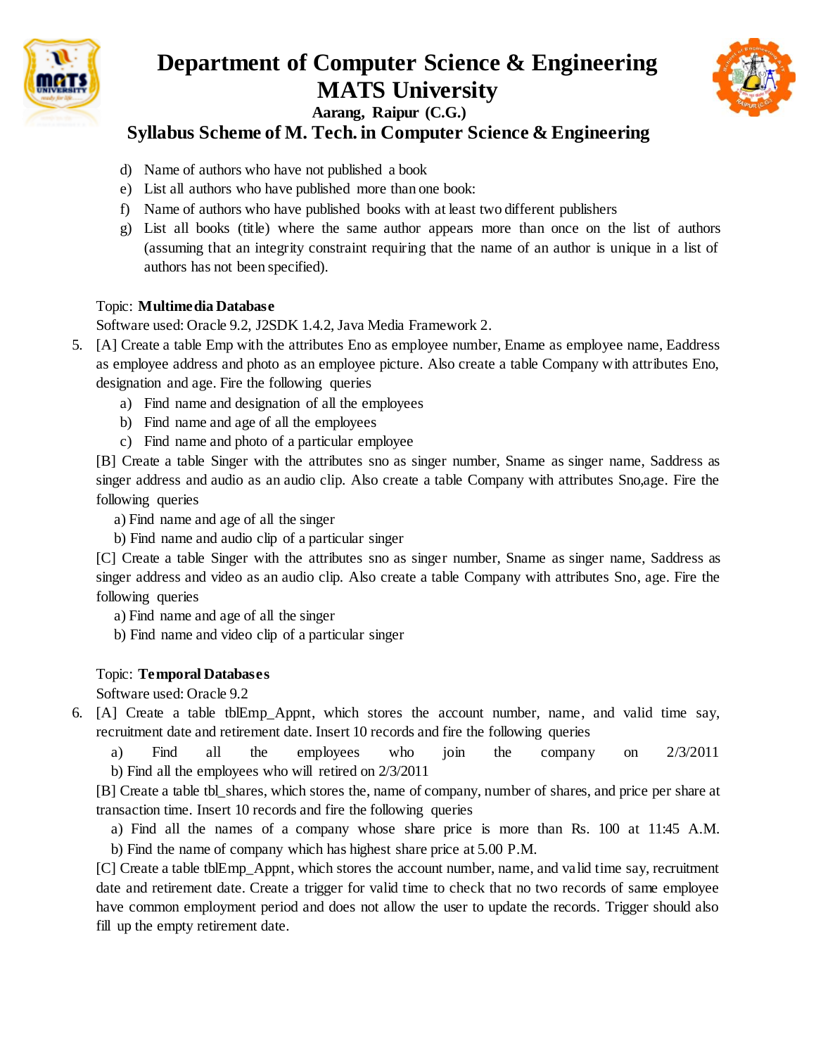d) Name of authors who have not published a book
e) List all authors who have published more than one book:
f) Name of authors who have published books with at least two different publishers
g) List all books (title) where the same author appears more than once on the list of authors (assuming that an integrity constraint requiring that the name of an author is unique in a list of authors has not been specified).

Topic: **Multimedia Database**
Software used: Oracle 9.2, J2SDK 1.4.2, Java Media Framework 2.

5. [A] Create a table Emp with the attributes Eno as employee number, Ename as employee name, Eaddress as employee address and photo as an employee picture. Also create a table Company with attributes Eno, designation and age. Fire the following queries
   a) Find name and designation of all the employees
   b) Find name and age of all the employees
   c) Find name and photo of a particular employee

   [B] Create a table Singer with the attributes sno as singer number, Sname as singer name, Saddress as singer address and audio as an audio clip. Also create a table Company with attributes Sno,age. Fire the following queries
   a) Find name and age of all the singer
   b) Find name and audio clip of a particular singer

   [C] Create a table Singer with the attributes sno as singer number, Sname as singer name, Saddress as singer address and video as an audio clip. Also create a table Company with attributes Sno, age. Fire the following queries
   a) Find name and age of all the singer
   b) Find name and video clip of a particular singer

Topic: **Temporal Databases**
Software used: Oracle 9.2

6. [A] Create a table tblEmp_Appnt, which stores the account number, name, and valid time say, recruitment date and retirement date. Insert 10 records and fire the following queries
   a) Find all the employees who join the company on 2/3/2011
   b) Find all the employees who will retired on 2/3/2011

   [B] Create a table tbl_shares, which stores the, name of company, number of shares, and price per share at transaction time. Insert 10 records and fire the following queries
   a) Find all the names of a company whose share price is more than Rs. 100 at 11:45 A.M.
   b) Find the name of company which has highest share price at 5.00 P.M.

   [C] Create a table tblEmp_Appnt, which stores the account number, name, and valid time say, recruitment date and retirement date. Create a trigger for valid time to check that no two records of same employee have common employment period and does not allow the user to update the records. Trigger should also fill up the empty retirement date.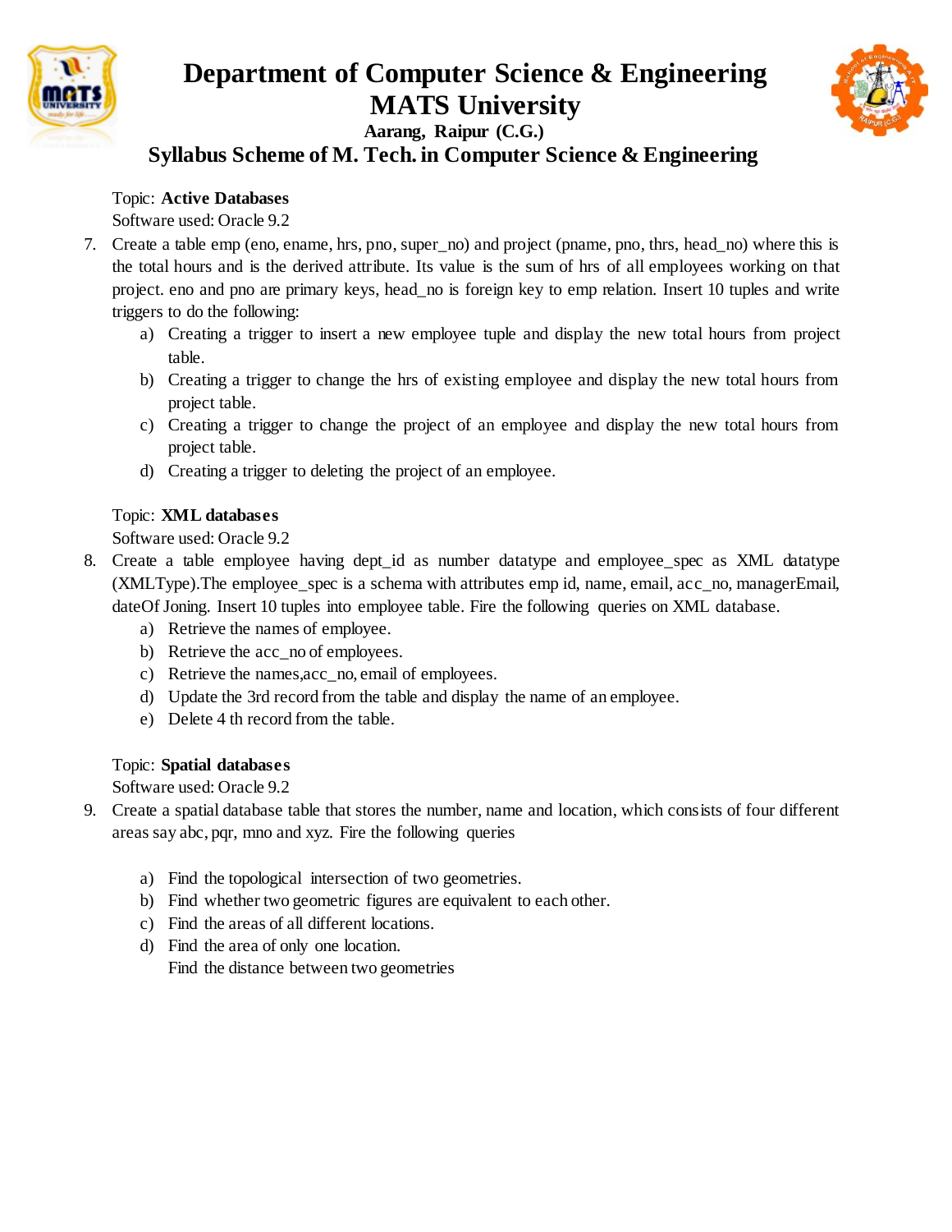Topic: **Active Databases**

Software used: Oracle 9.2

7. Create a table emp (eno, ename, hrs, pno, super_no) and project (pname, pno, thrs, head_no) where this is the total hours and is the derived attribute. Its value is the sum of hrs of all employees working on that project. eno and pno are primary keys, head_no is foreign key to emp relation. Insert 10 tuples and write triggers to do the following:
   a) Creating a trigger to insert a new employee tuple and display the new total hours from project table.
   b) Creating a trigger to change the hrs of existing employee and display the new total hours from project table.
   c) Creating a trigger to change the project of an employee and display the new total hours from project table.
   d) Creating a trigger to deleting the project of an employee.

Topic: **XML databases**

Software used: Oracle 9.2

8. Create a table employee having dept_id as number datatype and employee_spec as XML datatype (XMLType).The employee_spec is a schema with attributes emp id, name, email, acc_no, managerEmail, dateOf Joning. Insert 10 tuples into employee table. Fire the following queries on XML database.
   a) Retrieve the names of employee.
   b) Retrieve the acc_no of employees.
   c) Retrieve the names,acc_no, email of employees.
   d) Update the 3rd record from the table and display the name of an employee.
   e) Delete 4 th record from the table.

Topic: **Spatial databases**

Software used: Oracle 9.2

9. Create a spatial database table that stores the number, name and location, which consists of four different areas say abc, pqr, mno and xyz. Fire the following queries
   a) Find the topological intersection of two geometries.
   b) Find whether two geometric figures are equivalent to each other.
   c) Find the areas of all different locations.
   d) Find the area of only one location.
      Find the distance between two geometries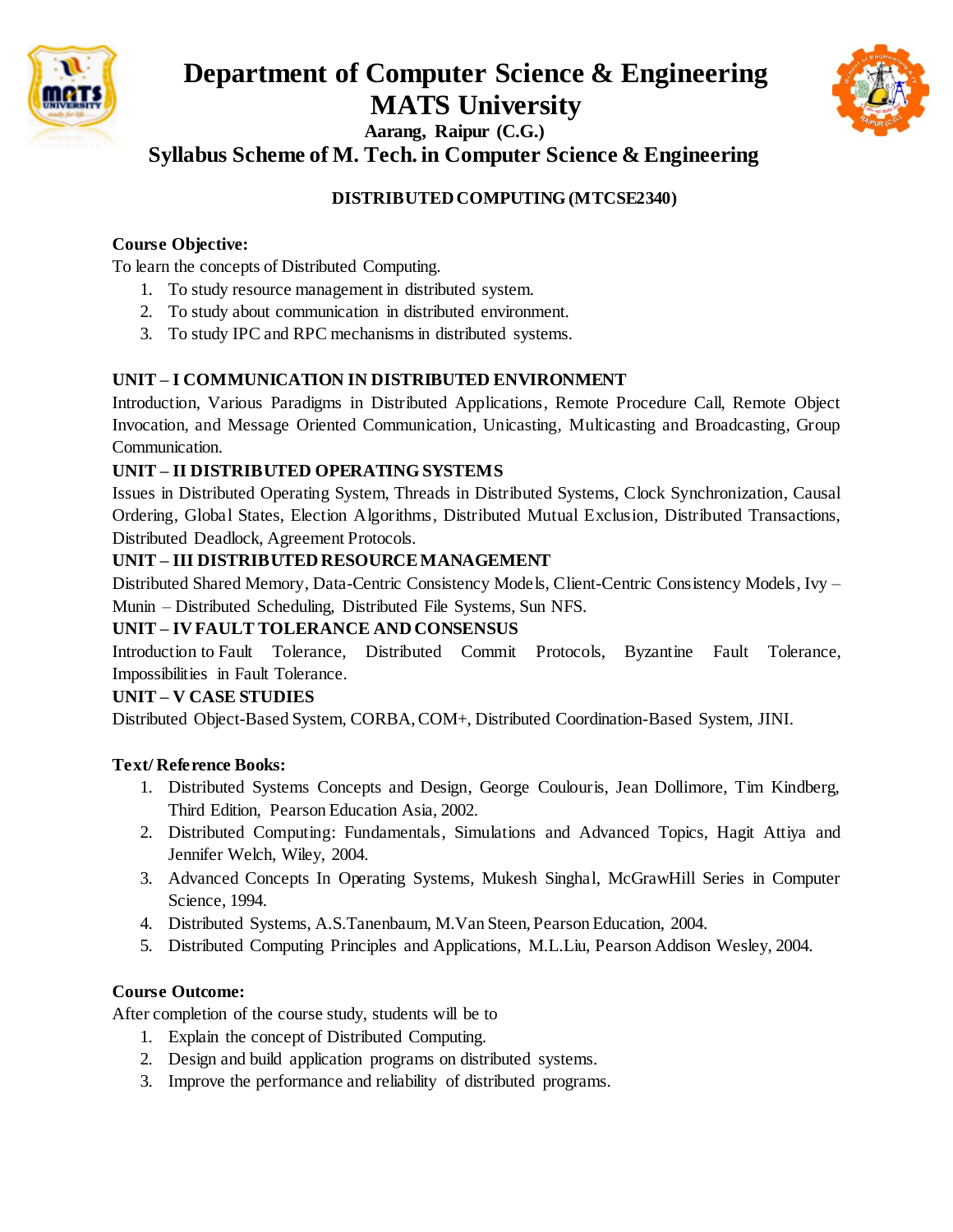# Department of Computer Science & Engineering
# MATS University
### Aarang, Raipur (C.G.)
## Syllabus Scheme of M. Tech. in Computer Science & Engineering

### DISTRIBUTED COMPUTING (MTCSE2340)

**Course Objective:**

To learn the concepts of Distributed Computing.

1. To study resource management in distributed system.
2. To study about communication in distributed environment.
3. To study IPC and RPC mechanisms in distributed systems.

**UNIT – I COMMUNICATION IN DISTRIBUTED ENVIRONMENT**

Introduction, Various Paradigms in Distributed Applications, Remote Procedure Call, Remote Object Invocation, and Message Oriented Communication, Unicasting, Multicasting and Broadcasting, Group Communication.

**UNIT – II DISTRIBUTED OPERATING SYSTEMS**

Issues in Distributed Operating System, Threads in Distributed Systems, Clock Synchronization, Causal Ordering, Global States, Election Algorithms, Distributed Mutual Exclusion, Distributed Transactions, Distributed Deadlock, Agreement Protocols.

**UNIT – III DISTRIBUTED RESOURCE MANAGEMENT**

Distributed Shared Memory, Data-Centric Consistency Models, Client-Centric Consistency Models, Ivy – Munin – Distributed Scheduling, Distributed File Systems, Sun NFS.

**UNIT – IV FAULT TOLERANCE AND CONSENSUS**

Introduction to Fault Tolerance, Distributed Commit Protocols, Byzantine Fault Tolerance, Impossibilities in Fault Tolerance.

**UNIT – V CASE STUDIES**

Distributed Object-Based System, CORBA, COM+, Distributed Coordination-Based System, JINI.

**Text/ Reference Books:**

1. Distributed Systems Concepts and Design, George Coulouris, Jean Dollimore, Tim Kindberg, Third Edition, Pearson Education Asia, 2002.
2. Distributed Computing: Fundamentals, Simulations and Advanced Topics, Hagit Attiya and Jennifer Welch, Wiley, 2004.
3. Advanced Concepts In Operating Systems, Mukesh Singhal, McGrawHill Series in Computer Science, 1994.
4. Distributed Systems, A.S.Tanenbaum, M.Van Steen, Pearson Education, 2004.
5. Distributed Computing Principles and Applications, M.L.Liu, Pearson Addison Wesley, 2004.

**Course Outcome:**

After completion of the course study, students will be to

1. Explain the concept of Distributed Computing.
2. Design and build application programs on distributed systems.
3. Improve the performance and reliability of distributed programs.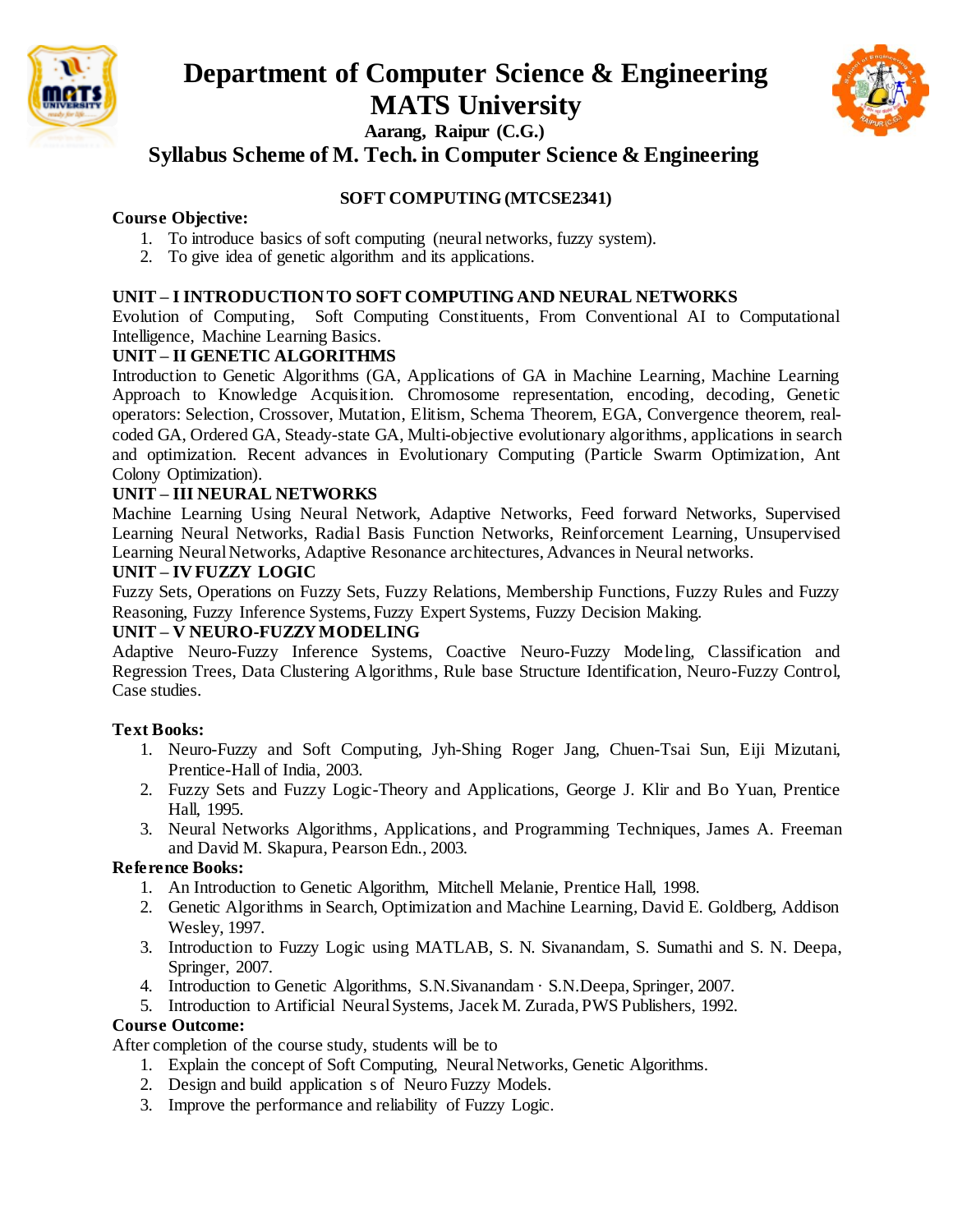# Department of Computer Science & Engineering
# MATS University

**Aarang, Raipur (C.G.)**

## Syllabus Scheme of M. Tech. in Computer Science & Engineering

### SOFT COMPUTING (MTCSE2341)

**Course Objective:**

1. To introduce basics of soft computing (neural networks, fuzzy system).
2. To give idea of genetic algorithm and its applications.

**UNIT – I INTRODUCTION TO SOFT COMPUTING AND NEURAL NETWORKS**

Evolution of Computing, Soft Computing Constituents, From Conventional AI to Computational Intelligence, Machine Learning Basics.

**UNIT – II GENETIC ALGORITHMS**

Introduction to Genetic Algorithms (GA, Applications of GA in Machine Learning, Machine Learning Approach to Knowledge Acquisition. Chromosome representation, encoding, decoding, Genetic operators: Selection, Crossover, Mutation, Elitism, Schema Theorem, EGA, Convergence theorem, real-coded GA, Ordered GA, Steady-state GA, Multi-objective evolutionary algorithms, applications in search and optimization. Recent advances in Evolutionary Computing (Particle Swarm Optimization, Ant Colony Optimization).

**UNIT – III NEURAL NETWORKS**

Machine Learning Using Neural Network, Adaptive Networks, Feed forward Networks, Supervised Learning Neural Networks, Radial Basis Function Networks, Reinforcement Learning, Unsupervised Learning Neural Networks, Adaptive Resonance architectures, Advances in Neural networks.

**UNIT – IV FUZZY LOGIC**

Fuzzy Sets, Operations on Fuzzy Sets, Fuzzy Relations, Membership Functions, Fuzzy Rules and Fuzzy Reasoning, Fuzzy Inference Systems, Fuzzy Expert Systems, Fuzzy Decision Making.

**UNIT – V NEURO-FUZZY MODELING**

Adaptive Neuro-Fuzzy Inference Systems, Coactive Neuro-Fuzzy Modeling, Classification and Regression Trees, Data Clustering Algorithms, Rule base Structure Identification, Neuro-Fuzzy Control, Case studies.

**Text Books:**

1. Neuro-Fuzzy and Soft Computing, Jyh-Shing Roger Jang, Chuen-Tsai Sun, Eiji Mizutani, Prentice-Hall of India, 2003.
2. Fuzzy Sets and Fuzzy Logic-Theory and Applications, George J. Klir and Bo Yuan, Prentice Hall, 1995.
3. Neural Networks Algorithms, Applications, and Programming Techniques, James A. Freeman and David M. Skapura, Pearson Edn., 2003.

**Reference Books:**

1. An Introduction to Genetic Algorithm, Mitchell Melanie, Prentice Hall, 1998.
2. Genetic Algorithms in Search, Optimization and Machine Learning, David E. Goldberg, Addison Wesley, 1997.
3. Introduction to Fuzzy Logic using MATLAB, S. N. Sivanandam, S. Sumathi and S. N. Deepa, Springer, 2007.
4. Introduction to Genetic Algorithms, S.N.Sivanandam · S.N.Deepa, Springer, 2007.
5. Introduction to Artificial Neural Systems, Jacek M. Zurada, PWS Publishers, 1992.

**Course Outcome:**

After completion of the course study, students will be to

1. Explain the concept of Soft Computing, Neural Networks, Genetic Algorithms.
2. Design and build application s of Neuro Fuzzy Models.
3. Improve the performance and reliability of Fuzzy Logic.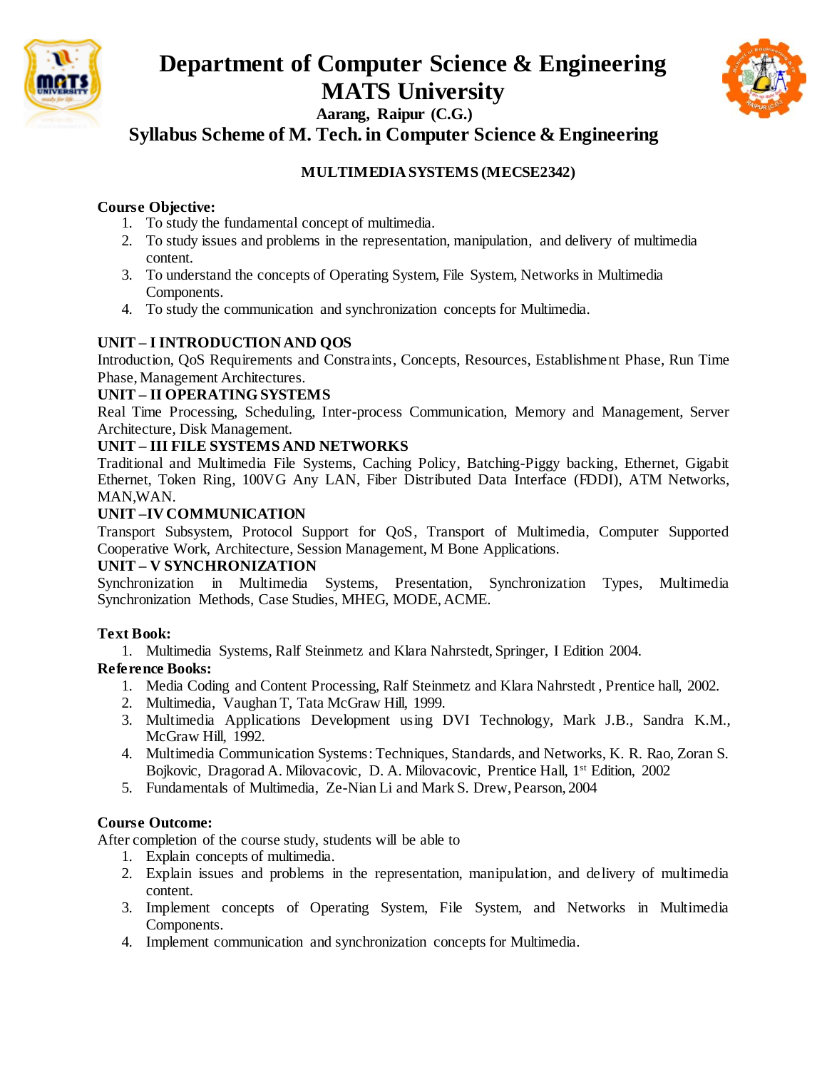# Department of Computer Science & Engineering
# MATS University

**Aarang, Raipur (C.G.)**

## Syllabus Scheme of M. Tech. in Computer Science & Engineering

### MULTIMEDIA SYSTEMS (MECSE2342)

**Course Objective:**

1. To study the fundamental concept of multimedia.
2. To study issues and problems in the representation, manipulation, and delivery of multimedia content.
3. To understand the concepts of Operating System, File System, Networks in Multimedia Components.
4. To study the communication and synchronization concepts for Multimedia.

**UNIT – I INTRODUCTION AND QOS**

Introduction, QoS Requirements and Constraints, Concepts, Resources, Establishment Phase, Run Time Phase, Management Architectures.

**UNIT – II OPERATING SYSTEMS**

Real Time Processing, Scheduling, Inter-process Communication, Memory and Management, Server Architecture, Disk Management.

**UNIT – III FILE SYSTEMS AND NETWORKS**

Traditional and Multimedia File Systems, Caching Policy, Batching-Piggy backing, Ethernet, Gigabit Ethernet, Token Ring, 100VG Any LAN, Fiber Distributed Data Interface (FDDI), ATM Networks, MAN,WAN.

**UNIT –IV COMMUNICATION**

Transport Subsystem, Protocol Support for QoS, Transport of Multimedia, Computer Supported Cooperative Work, Architecture, Session Management, M Bone Applications.

**UNIT – V SYNCHRONIZATION**

Synchronization in Multimedia Systems, Presentation, Synchronization Types, Multimedia Synchronization Methods, Case Studies, MHEG, MODE, ACME.

**Text Book:**

1. Multimedia Systems, Ralf Steinmetz and Klara Nahrstedt, Springer, I Edition 2004.

**Reference Books:**

1. Media Coding and Content Processing, Ralf Steinmetz and Klara Nahrstedt , Prentice hall, 2002.
2. Multimedia, Vaughan T, Tata McGraw Hill, 1999.
3. Multimedia Applications Development using DVI Technology, Mark J.B., Sandra K.M., McGraw Hill, 1992.
4. Multimedia Communication Systems: Techniques, Standards, and Networks, K. R. Rao, Zoran S. Bojkovic, Dragorad A. Milovacovic, D. A. Milovacovic, Prentice Hall, 1st Edition, 2002
5. Fundamentals of Multimedia, Ze-Nian Li and Mark S. Drew, Pearson, 2004

**Course Outcome:**

After completion of the course study, students will be able to

1. Explain concepts of multimedia.
2. Explain issues and problems in the representation, manipulation, and delivery of multimedia content.
3. Implement concepts of Operating System, File System, and Networks in Multimedia Components.
4. Implement communication and synchronization concepts for Multimedia.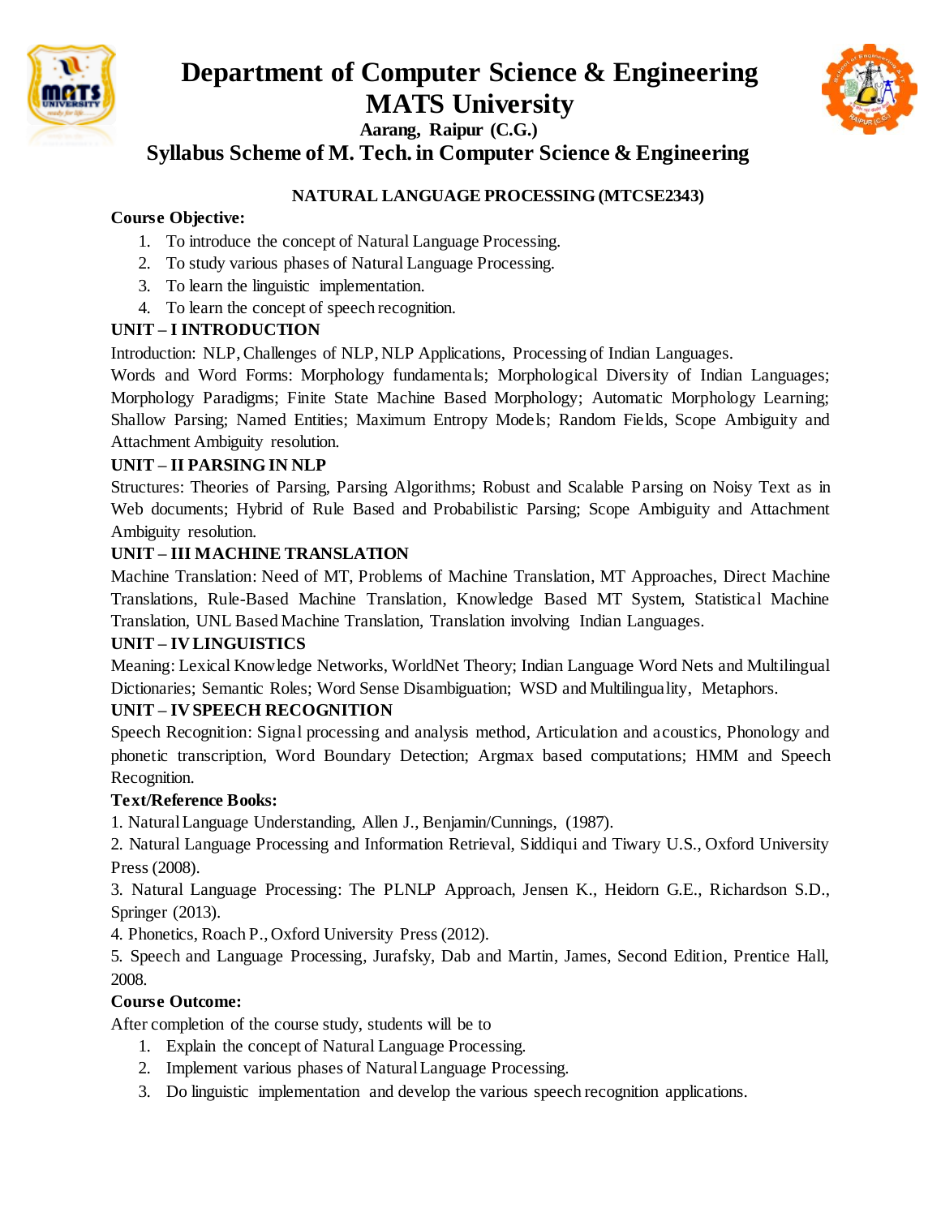# Department of Computer Science & Engineering
# MATS University

**Aarang, Raipur (C.G.)**

## Syllabus Scheme of M. Tech. in Computer Science & Engineering

### NATURAL LANGUAGE PROCESSING (MTCSE2343)

**Course Objective:**

1. To introduce the concept of Natural Language Processing.
2. To study various phases of Natural Language Processing.
3. To learn the linguistic implementation.
4. To learn the concept of speech recognition.

**UNIT – I INTRODUCTION**

Introduction: NLP, Challenges of NLP, NLP Applications, Processing of Indian Languages.
Words and Word Forms: Morphology fundamentals; Morphological Diversity of Indian Languages; Morphology Paradigms; Finite State Machine Based Morphology; Automatic Morphology Learning; Shallow Parsing; Named Entities; Maximum Entropy Models; Random Fields, Scope Ambiguity and Attachment Ambiguity resolution.

**UNIT – II PARSING IN NLP**

Structures: Theories of Parsing, Parsing Algorithms; Robust and Scalable Parsing on Noisy Text as in Web documents; Hybrid of Rule Based and Probabilistic Parsing; Scope Ambiguity and Attachment Ambiguity resolution.

**UNIT – III MACHINE TRANSLATION**

Machine Translation: Need of MT, Problems of Machine Translation, MT Approaches, Direct Machine Translations, Rule-Based Machine Translation, Knowledge Based MT System, Statistical Machine Translation, UNL Based Machine Translation, Translation involving Indian Languages.

**UNIT – IV LINGUISTICS**

Meaning: Lexical Knowledge Networks, WorldNet Theory; Indian Language Word Nets and Multilingual Dictionaries; Semantic Roles; Word Sense Disambiguation; WSD and Multilinguality, Metaphors.

**UNIT – IV SPEECH RECOGNITION**

Speech Recognition: Signal processing and analysis method, Articulation and acoustics, Phonology and phonetic transcription, Word Boundary Detection; Argmax based computations; HMM and Speech Recognition.

**Text/Reference Books:**

1. Natural Language Understanding, Allen J., Benjamin/Cunnings, (1987).
2. Natural Language Processing and Information Retrieval, Siddiqui and Tiwary U.S., Oxford University Press (2008).
3. Natural Language Processing: The PLNLP Approach, Jensen K., Heidorn G.E., Richardson S.D., Springer (2013).
4. Phonetics, Roach P., Oxford University Press (2012).
5. Speech and Language Processing, Jurafsky, Dab and Martin, James, Second Edition, Prentice Hall, 2008.

**Course Outcome:**

After completion of the course study, students will be to

1. Explain the concept of Natural Language Processing.
2. Implement various phases of Natural Language Processing.
3. Do linguistic implementation and develop the various speech recognition applications.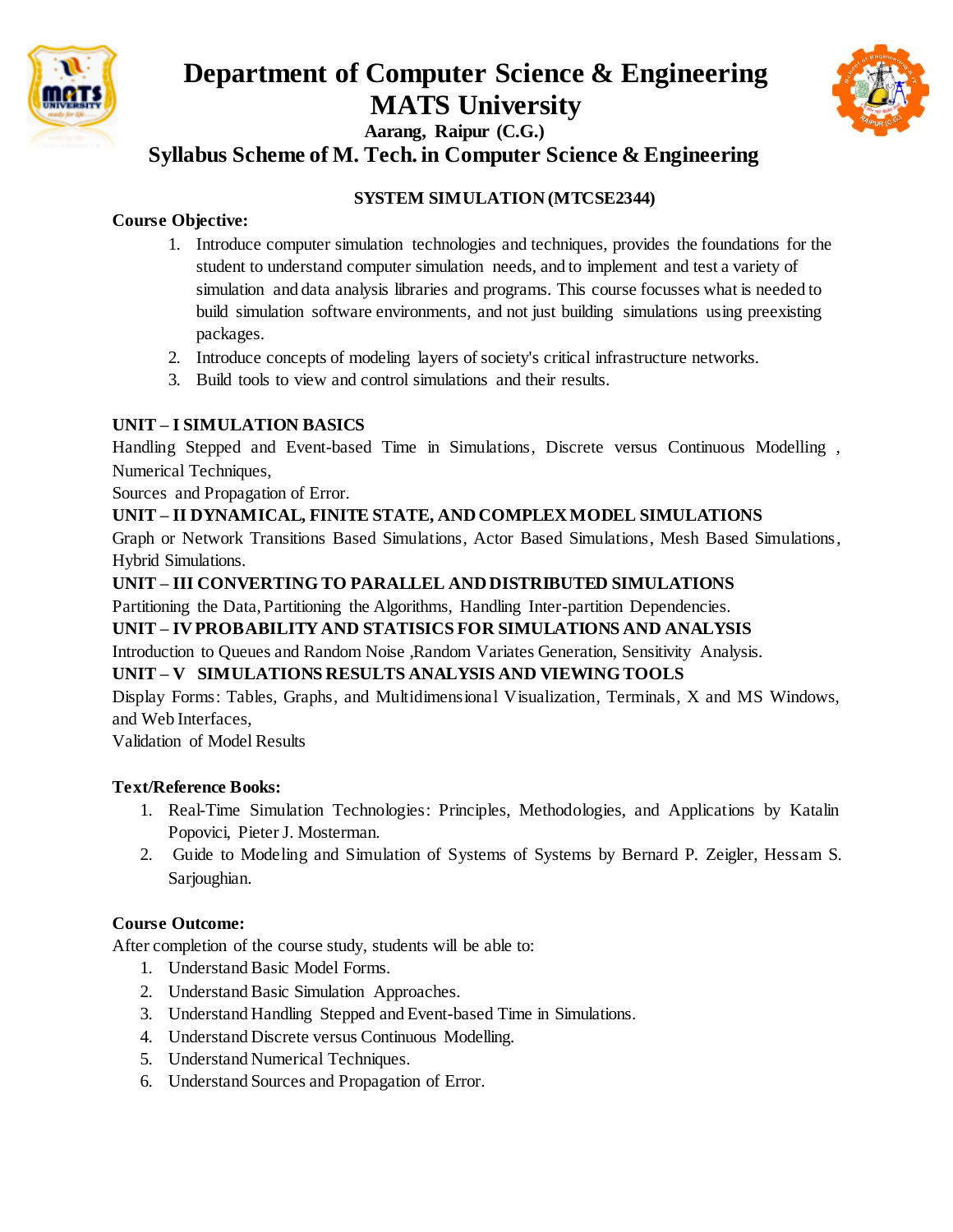# Department of Computer Science & Engineering
# MATS University

**Aarang, Raipur (C.G.)**

## Syllabus Scheme of M. Tech. in Computer Science & Engineering

### SYSTEM SIMULATION (MTCSE2344)

**Course Objective:**

1. Introduce computer simulation technologies and techniques, provides the foundations for the student to understand computer simulation needs, and to implement and test a variety of simulation and data analysis libraries and programs. This course focusses what is needed to build simulation software environments, and not just building simulations using preexisting packages.
2. Introduce concepts of modeling layers of society's critical infrastructure networks.
3. Build tools to view and control simulations and their results.

**UNIT – I SIMULATION BASICS**

Handling Stepped and Event-based Time in Simulations, Discrete versus Continuous Modelling , Numerical Techniques,

Sources and Propagation of Error.

**UNIT – II DYNAMICAL, FINITE STATE, AND COMPLEX MODEL SIMULATIONS**

Graph or Network Transitions Based Simulations, Actor Based Simulations, Mesh Based Simulations, Hybrid Simulations.

**UNIT – III CONVERTING TO PARALLEL AND DISTRIBUTED SIMULATIONS**

Partitioning the Data, Partitioning the Algorithms, Handling Inter-partition Dependencies.

**UNIT – IV PROBABILITY AND STATISICS FOR SIMULATIONS AND ANALYSIS**

Introduction to Queues and Random Noise ,Random Variates Generation, Sensitivity Analysis.

**UNIT – V SIMULATIONS RESULTS ANALYSIS AND VIEWING TOOLS**

Display Forms: Tables, Graphs, and Multidimensional Visualization, Terminals, X and MS Windows, and Web Interfaces,

Validation of Model Results

**Text/Reference Books:**

1. Real-Time Simulation Technologies: Principles, Methodologies, and Applications by Katalin Popovici, Pieter J. Mosterman.
2. Guide to Modeling and Simulation of Systems of Systems by Bernard P. Zeigler, Hessam S. Sarjoughian.

**Course Outcome:**

After completion of the course study, students will be able to:

1. Understand Basic Model Forms.
2. Understand Basic Simulation Approaches.
3. Understand Handling Stepped and Event-based Time in Simulations.
4. Understand Discrete versus Continuous Modelling.
5. Understand Numerical Techniques.
6. Understand Sources and Propagation of Error.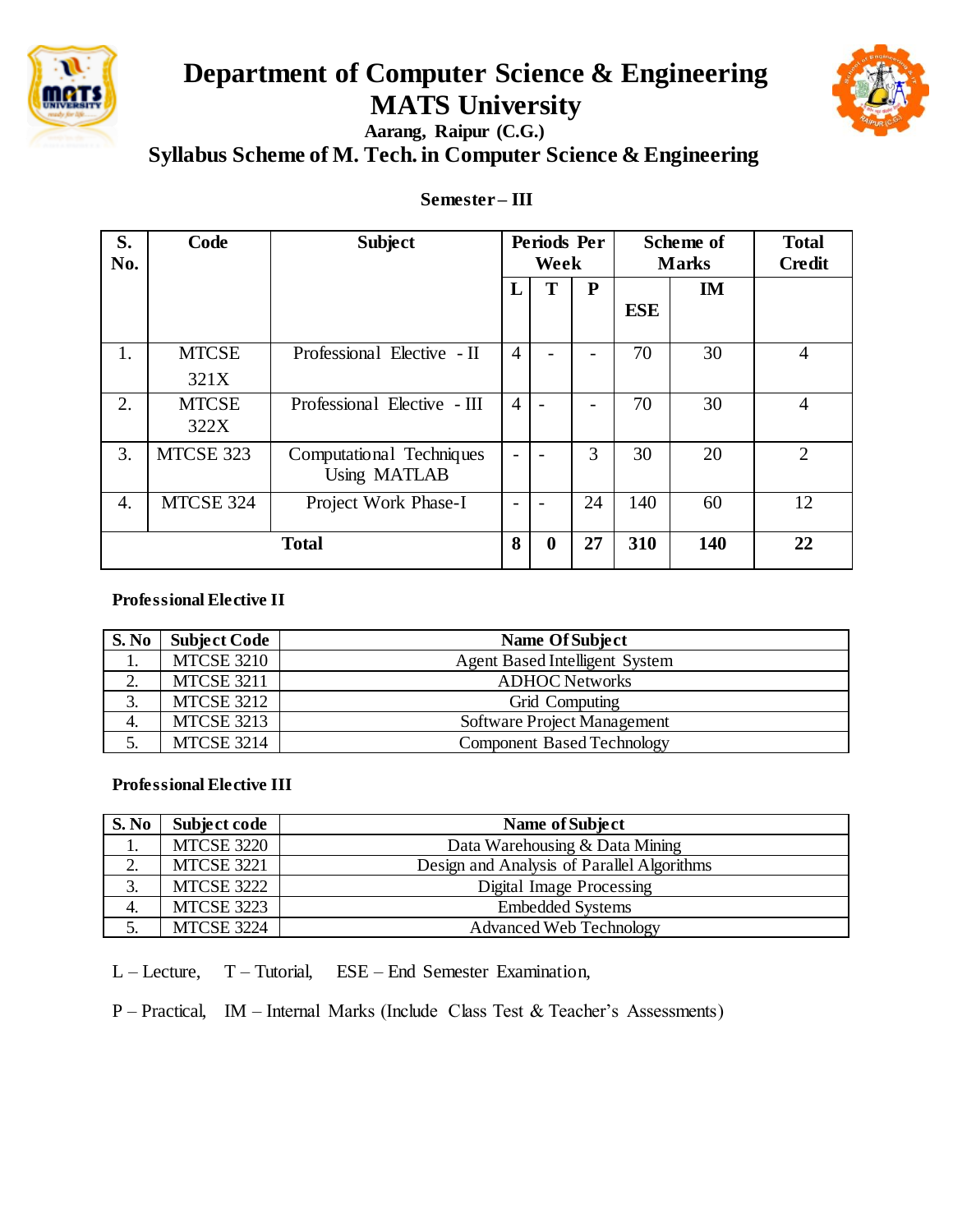# Department of Computer Science & Engineering
# MATS University

**Aarang, Raipur (C.G.)**

## Syllabus Scheme of M. Tech. in Computer Science & Engineering

### Semester – III

| S. No. | Code | Subject | Periods Per Week | | | Scheme of Marks | | Total Credit |
|---|---|---|---|---|---|---|---|---|
| | | | L | T | P | ESE | IM | |
| 1. | MTCSE 321X | Professional Elective - II | 4 | - | - | 70 | 30 | 4 |
| 2. | MTCSE 322X | Professional Elective - III | 4 | - | - | 70 | 30 | 4 |
| 3. | MTCSE 323 | Computational Techniques Using MATLAB | - | - | 3 | 30 | 20 | 2 |
| 4. | MTCSE 324 | Project Work Phase-I | - | - | 24 | 140 | 60 | 12 |
| **Total** | | | **8** | **0** | **27** | **310** | **140** | **22** |

**Professional Elective II**

| S. No | Subject Code | Name Of Subject |
|---|---|---|
| 1. | MTCSE 3210 | Agent Based Intelligent System |
| 2. | MTCSE 3211 | ADHOC Networks |
| 3. | MTCSE 3212 | Grid Computing |
| 4. | MTCSE 3213 | Software Project Management |
| 5. | MTCSE 3214 | Component Based Technology |

**Professional Elective III**

| S. No | Subject code | Name of Subject |
|---|---|---|
| 1. | MTCSE 3220 | Data Warehousing & Data Mining |
| 2. | MTCSE 3221 | Design and Analysis of Parallel Algorithms |
| 3. | MTCSE 3222 | Digital Image Processing |
| 4. | MTCSE 3223 | Embedded Systems |
| 5. | MTCSE 3224 | Advanced Web Technology |

L – Lecture, T – Tutorial, ESE – End Semester Examination,

P – Practical, IM – Internal Marks (Include Class Test & Teacher's Assessments)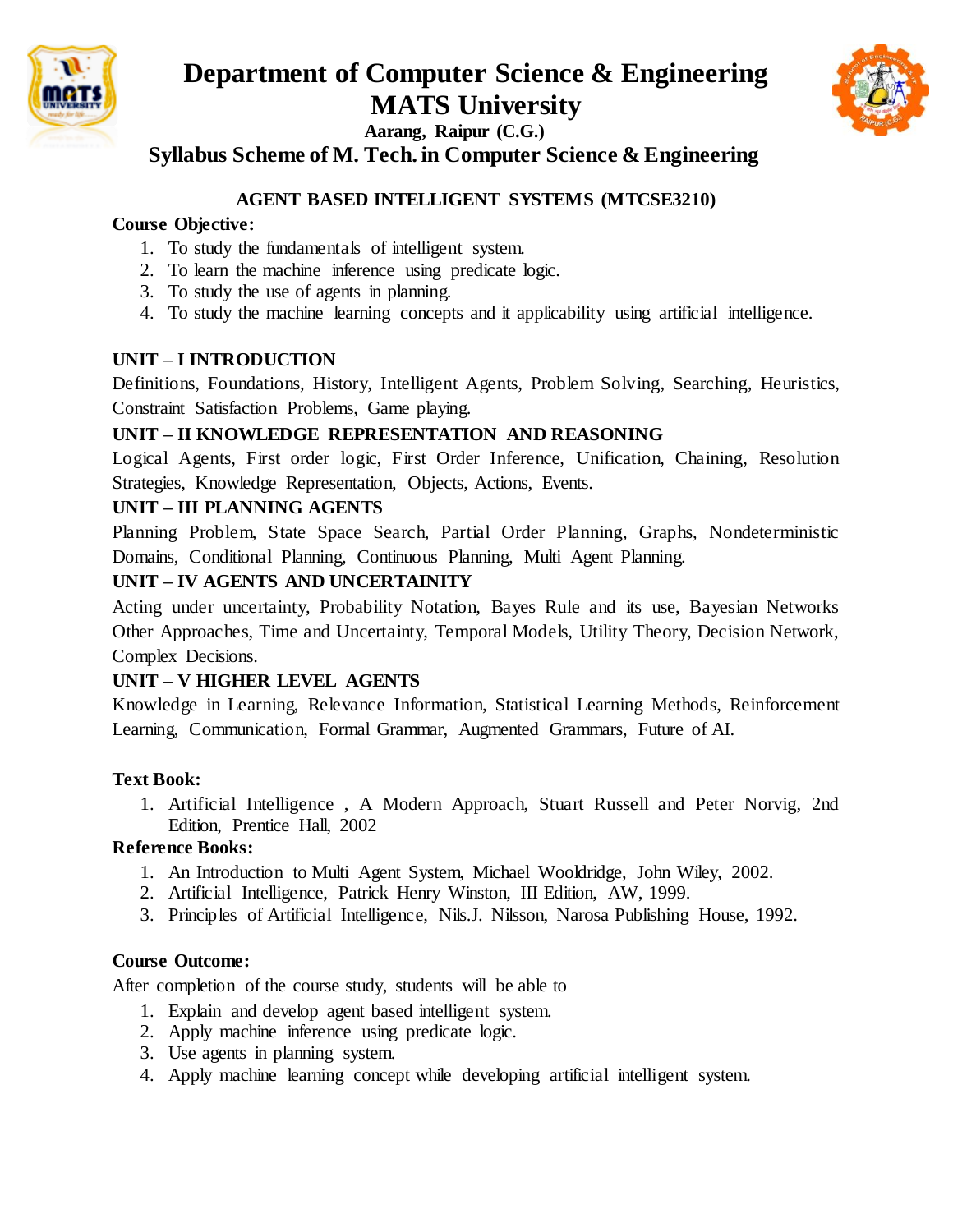# Department of Computer Science & Engineering
# MATS University

**Aarang, Raipur (C.G.)**

## Syllabus Scheme of M. Tech. in Computer Science & Engineering

### AGENT BASED INTELLIGENT SYSTEMS (MTCSE3210)

**Course Objective:**

1. To study the fundamentals of intelligent system.
2. To learn the machine inference using predicate logic.
3. To study the use of agents in planning.
4. To study the machine learning concepts and it applicability using artificial intelligence.

**UNIT – I INTRODUCTION**

Definitions, Foundations, History, Intelligent Agents, Problem Solving, Searching, Heuristics, Constraint Satisfaction Problems, Game playing.

**UNIT – II KNOWLEDGE REPRESENTATION AND REASONING**

Logical Agents, First order logic, First Order Inference, Unification, Chaining, Resolution Strategies, Knowledge Representation, Objects, Actions, Events.

**UNIT – III PLANNING AGENTS**

Planning Problem, State Space Search, Partial Order Planning, Graphs, Nondeterministic Domains, Conditional Planning, Continuous Planning, Multi Agent Planning.

**UNIT – IV AGENTS AND UNCERTAINITY**

Acting under uncertainty, Probability Notation, Bayes Rule and its use, Bayesian Networks Other Approaches, Time and Uncertainty, Temporal Models, Utility Theory, Decision Network, Complex Decisions.

**UNIT – V HIGHER LEVEL AGENTS**

Knowledge in Learning, Relevance Information, Statistical Learning Methods, Reinforcement Learning, Communication, Formal Grammar, Augmented Grammars, Future of AI.

**Text Book:**

1. Artificial Intelligence , A Modern Approach, Stuart Russell and Peter Norvig, 2nd Edition, Prentice Hall, 2002

**Reference Books:**

1. An Introduction to Multi Agent System, Michael Wooldridge, John Wiley, 2002.
2. Artificial Intelligence, Patrick Henry Winston, III Edition, AW, 1999.
3. Principles of Artificial Intelligence, Nils.J. Nilsson, Narosa Publishing House, 1992.

**Course Outcome:**

After completion of the course study, students will be able to

1. Explain and develop agent based intelligent system.
2. Apply machine inference using predicate logic.
3. Use agents in planning system.
4. Apply machine learning concept while developing artificial intelligent system.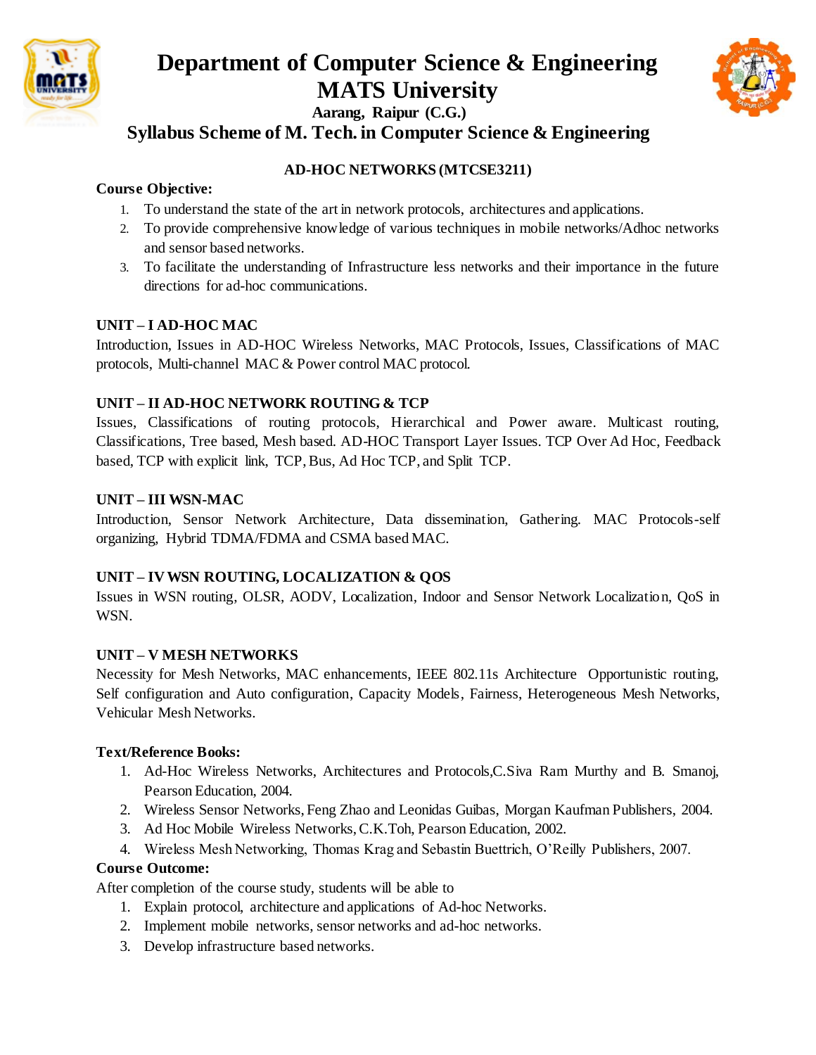# Department of Computer Science & Engineering
# MATS University
### Aarang, Raipur (C.G.)
## Syllabus Scheme of M. Tech. in Computer Science & Engineering

### AD-HOC NETWORKS (MTCSE3211)

**Course Objective:**

1. To understand the state of the art in network protocols, architectures and applications.
2. To provide comprehensive knowledge of various techniques in mobile networks/Adhoc networks and sensor based networks.
3. To facilitate the understanding of Infrastructure less networks and their importance in the future directions for ad-hoc communications.

**UNIT – I AD-HOC MAC**

Introduction, Issues in AD-HOC Wireless Networks, MAC Protocols, Issues, Classifications of MAC protocols, Multi-channel MAC & Power control MAC protocol.

**UNIT – II AD-HOC NETWORK ROUTING & TCP**

Issues, Classifications of routing protocols, Hierarchical and Power aware. Multicast routing, Classifications, Tree based, Mesh based. AD-HOC Transport Layer Issues. TCP Over Ad Hoc, Feedback based, TCP with explicit link, TCP, Bus, Ad Hoc TCP, and Split TCP.

**UNIT – III WSN-MAC**

Introduction, Sensor Network Architecture, Data dissemination, Gathering. MAC Protocols-self organizing, Hybrid TDMA/FDMA and CSMA based MAC.

**UNIT – IV WSN ROUTING, LOCALIZATION & QOS**

Issues in WSN routing, OLSR, AODV, Localization, Indoor and Sensor Network Localization, QoS in WSN.

**UNIT – V MESH NETWORKS**

Necessity for Mesh Networks, MAC enhancements, IEEE 802.11s Architecture Opportunistic routing, Self configuration and Auto configuration, Capacity Models, Fairness, Heterogeneous Mesh Networks, Vehicular Mesh Networks.

**Text/Reference Books:**

1. Ad-Hoc Wireless Networks, Architectures and Protocols,C.Siva Ram Murthy and B. Smanoj, Pearson Education, 2004.
2. Wireless Sensor Networks, Feng Zhao and Leonidas Guibas, Morgan Kaufman Publishers, 2004.
3. Ad Hoc Mobile Wireless Networks, C.K.Toh, Pearson Education, 2002.
4. Wireless Mesh Networking, Thomas Krag and Sebastin Buettrich, O'Reilly Publishers, 2007.

**Course Outcome:**

After completion of the course study, students will be able to

1. Explain protocol, architecture and applications of Ad-hoc Networks.
2. Implement mobile networks, sensor networks and ad-hoc networks.
3. Develop infrastructure based networks.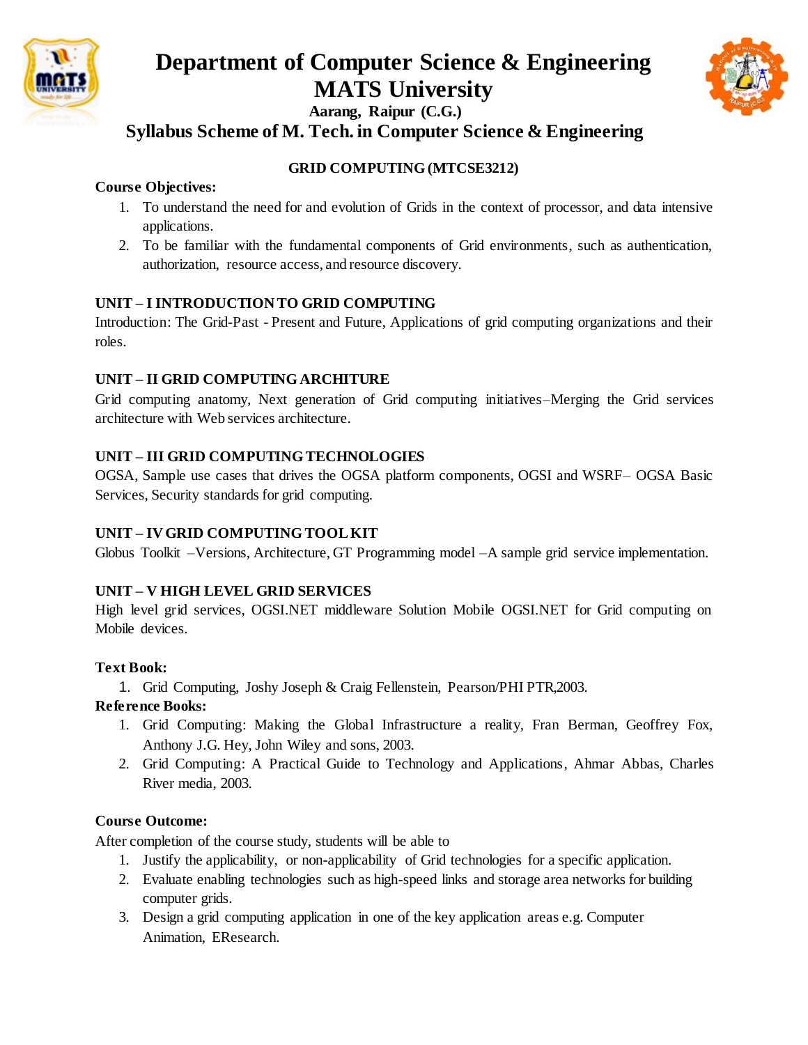# Department of Computer Science & Engineering
# MATS University

**Aarang, Raipur (C.G.)**

## Syllabus Scheme of M. Tech. in Computer Science & Engineering

### GRID COMPUTING (MTCSE3212)

**Course Objectives:**

1. To understand the need for and evolution of Grids in the context of processor, and data intensive applications.
2. To be familiar with the fundamental components of Grid environments, such as authentication, authorization, resource access, and resource discovery.

**UNIT – I INTRODUCTION TO GRID COMPUTING**

Introduction: The Grid-Past - Present and Future, Applications of grid computing organizations and their roles.

**UNIT – II GRID COMPUTING ARCHITURE**

Grid computing anatomy, Next generation of Grid computing initiatives–Merging the Grid services architecture with Web services architecture.

**UNIT – III GRID COMPUTING TECHNOLOGIES**

OGSA, Sample use cases that drives the OGSA platform components, OGSI and WSRF– OGSA Basic Services, Security standards for grid computing.

**UNIT – IV GRID COMPUTING TOOL KIT**

Globus Toolkit –Versions, Architecture, GT Programming model –A sample grid service implementation.

**UNIT – V HIGH LEVEL GRID SERVICES**

High level grid services, OGSI.NET middleware Solution Mobile OGSI.NET for Grid computing on Mobile devices.

**Text Book:**

1. Grid Computing, Joshy Joseph & Craig Fellenstein, Pearson/PHI PTR,2003.

**Reference Books:**

1. Grid Computing: Making the Global Infrastructure a reality, Fran Berman, Geoffrey Fox, Anthony J.G. Hey, John Wiley and sons, 2003.
2. Grid Computing: A Practical Guide to Technology and Applications, Ahmar Abbas, Charles River media, 2003.

**Course Outcome:**

After completion of the course study, students will be able to

1. Justify the applicability, or non-applicability of Grid technologies for a specific application.
2. Evaluate enabling technologies such as high-speed links and storage area networks for building computer grids.
3. Design a grid computing application in one of the key application areas e.g. Computer Animation, EResearch.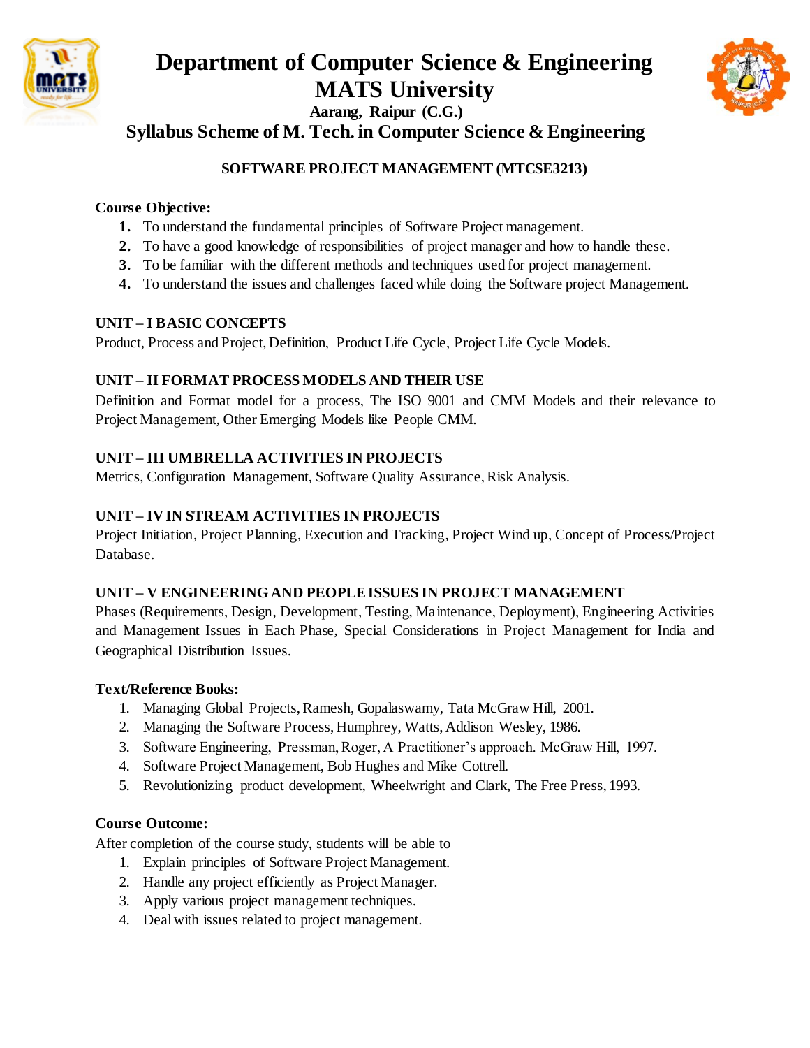# Department of Computer Science & Engineering
# MATS University

**Aarang, Raipur (C.G.)**

## Syllabus Scheme of M. Tech. in Computer Science & Engineering

### SOFTWARE PROJECT MANAGEMENT (MTCSE3213)

**Course Objective:**

1. To understand the fundamental principles of Software Project management.
2. To have a good knowledge of responsibilities of project manager and how to handle these.
3. To be familiar with the different methods and techniques used for project management.
4. To understand the issues and challenges faced while doing the Software project Management.

**UNIT – I BASIC CONCEPTS**

Product, Process and Project, Definition, Product Life Cycle, Project Life Cycle Models.

**UNIT – II FORMAT PROCESS MODELS AND THEIR USE**

Definition and Format model for a process, The ISO 9001 and CMM Models and their relevance to Project Management, Other Emerging Models like People CMM.

**UNIT – III UMBRELLA ACTIVITIES IN PROJECTS**

Metrics, Configuration Management, Software Quality Assurance, Risk Analysis.

**UNIT – IV IN STREAM ACTIVITIES IN PROJECTS**

Project Initiation, Project Planning, Execution and Tracking, Project Wind up, Concept of Process/Project Database.

**UNIT – V ENGINEERING AND PEOPLE ISSUES IN PROJECT MANAGEMENT**

Phases (Requirements, Design, Development, Testing, Maintenance, Deployment), Engineering Activities and Management Issues in Each Phase, Special Considerations in Project Management for India and Geographical Distribution Issues.

**Text/Reference Books:**

1. Managing Global Projects, Ramesh, Gopalaswamy, Tata McGraw Hill, 2001.
2. Managing the Software Process, Humphrey, Watts, Addison Wesley, 1986.
3. Software Engineering, Pressman, Roger, A Practitioner's approach. McGraw Hill, 1997.
4. Software Project Management, Bob Hughes and Mike Cottrell.
5. Revolutionizing product development, Wheelwright and Clark, The Free Press, 1993.

**Course Outcome:**

After completion of the course study, students will be able to

1. Explain principles of Software Project Management.
2. Handle any project efficiently as Project Manager.
3. Apply various project management techniques.
4. Deal with issues related to project management.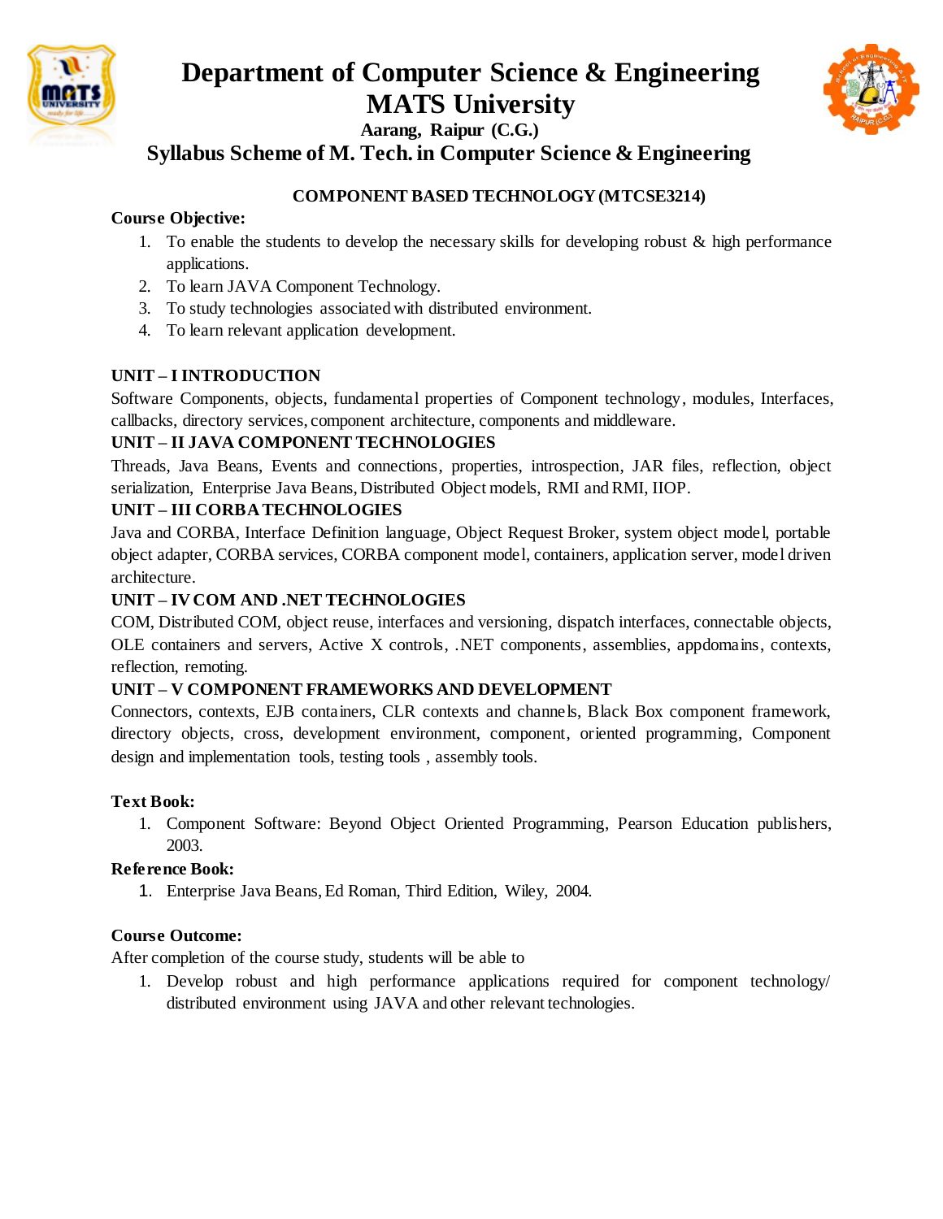# Department of Computer Science & Engineering
# MATS University

**Aarang, Raipur (C.G.)**

## Syllabus Scheme of M. Tech. in Computer Science & Engineering

### COMPONENT BASED TECHNOLOGY (MTCSE3214)

**Course Objective:**

1. To enable the students to develop the necessary skills for developing robust & high performance applications.
2. To learn JAVA Component Technology.
3. To study technologies associated with distributed environment.
4. To learn relevant application development.

**UNIT – I INTRODUCTION**

Software Components, objects, fundamental properties of Component technology, modules, Interfaces, callbacks, directory services, component architecture, components and middleware.

**UNIT – II JAVA COMPONENT TECHNOLOGIES**

Threads, Java Beans, Events and connections, properties, introspection, JAR files, reflection, object serialization, Enterprise Java Beans, Distributed Object models, RMI and RMI, IIOP.

**UNIT – III CORBA TECHNOLOGIES**

Java and CORBA, Interface Definition language, Object Request Broker, system object model, portable object adapter, CORBA services, CORBA component model, containers, application server, model driven architecture.

**UNIT – IV COM AND .NET TECHNOLOGIES**

COM, Distributed COM, object reuse, interfaces and versioning, dispatch interfaces, connectable objects, OLE containers and servers, Active X controls, .NET components, assemblies, appdomains, contexts, reflection, remoting.

**UNIT – V COMPONENT FRAMEWORKS AND DEVELOPMENT**

Connectors, contexts, EJB containers, CLR contexts and channels, Black Box component framework, directory objects, cross, development environment, component, oriented programming, Component design and implementation tools, testing tools , assembly tools.

**Text Book:**

1. Component Software: Beyond Object Oriented Programming, Pearson Education publishers, 2003.

**Reference Book:**

1. Enterprise Java Beans, Ed Roman, Third Edition, Wiley, 2004.

**Course Outcome:**

After completion of the course study, students will be able to

1. Develop robust and high performance applications required for component technology/ distributed environment using JAVA and other relevant technologies.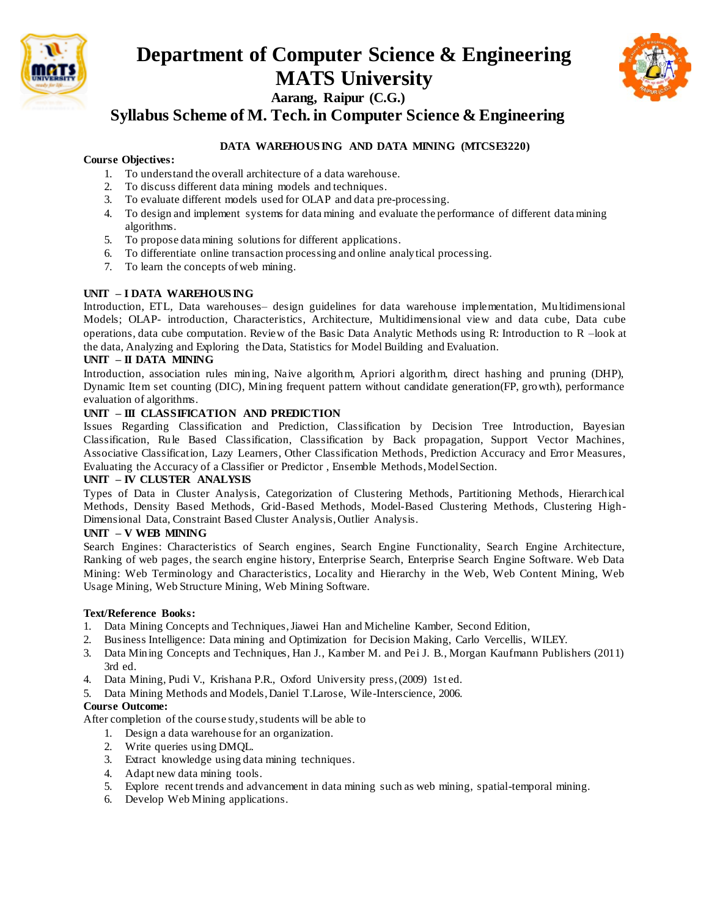# Department of Computer Science & Engineering
# MATS University

**Aarang, Raipur (C.G.)**

## Syllabus Scheme of M. Tech. in Computer Science & Engineering

### DATA WAREHOUSING AND DATA MINING (MTCSE3220)

**Course Objectives:**

1. To understand the overall architecture of a data warehouse.
2. To discuss different data mining models and techniques.
3. To evaluate different models used for OLAP and data pre-processing.
4. To design and implement systems for data mining and evaluate the performance of different data mining algorithms.
5. To propose data mining solutions for different applications.
6. To differentiate online transaction processing and online analytical processing.
7. To learn the concepts of web mining.

**UNIT – I DATA WAREHOUSING**

Introduction, ETL, Data warehouses– design guidelines for data warehouse implementation, Multidimensional Models; OLAP- introduction, Characteristics, Architecture, Multidimensional view and data cube, Data cube operations, data cube computation. Review of the Basic Data Analytic Methods using R: Introduction to R –look at the data, Analyzing and Exploring the Data, Statistics for Model Building and Evaluation.

**UNIT – II DATA MINING**

Introduction, association rules mining, Naive algorithm, Apriori algorithm, direct hashing and pruning (DHP), Dynamic Item set counting (DIC), Mining frequent pattern without candidate generation(FP, growth), performance evaluation of algorithms.

**UNIT – III CLASSIFICATION AND PREDICTION**

Issues Regarding Classification and Prediction, Classification by Decision Tree Introduction, Bayesian Classification, Rule Based Classification, Classification by Back propagation, Support Vector Machines, Associative Classification, Lazy Learners, Other Classification Methods, Prediction Accuracy and Error Measures, Evaluating the Accuracy of a Classifier or Predictor , Ensemble Methods, Model Section.

**UNIT – IV CLUSTER ANALYSIS**

Types of Data in Cluster Analysis, Categorization of Clustering Methods, Partitioning Methods, Hierarchical Methods, Density Based Methods, Grid-Based Methods, Model-Based Clustering Methods, Clustering High-Dimensional Data, Constraint Based Cluster Analysis, Outlier Analysis.

**UNIT – V WEB MINING**

Search Engines: Characteristics of Search engines, Search Engine Functionality, Search Engine Architecture, Ranking of web pages, the search engine history, Enterprise Search, Enterprise Search Engine Software. Web Data Mining: Web Terminology and Characteristics, Locality and Hierarchy in the Web, Web Content Mining, Web Usage Mining, Web Structure Mining, Web Mining Software.

**Text/Reference Books:**

1. Data Mining Concepts and Techniques, Jiawei Han and Micheline Kamber, Second Edition,
2. Business Intelligence: Data mining and Optimization for Decision Making, Carlo Vercellis, WILEY.
3. Data Mining Concepts and Techniques, Han J., Kamber M. and Pei J. B., Morgan Kaufmann Publishers (2011) 3rd ed.
4. Data Mining, Pudi V., Krishana P.R., Oxford University press, (2009) 1st ed.
5. Data Mining Methods and Models, Daniel T.Larose, Wile-Interscience, 2006.

**Course Outcome:**

After completion of the course study, students will be able to

1. Design a data warehouse for an organization.
2. Write queries using DMQL.
3. Extract knowledge using data mining techniques.
4. Adapt new data mining tools.
5. Explore recent trends and advancement in data mining such as web mining, spatial-temporal mining.
6. Develop Web Mining applications.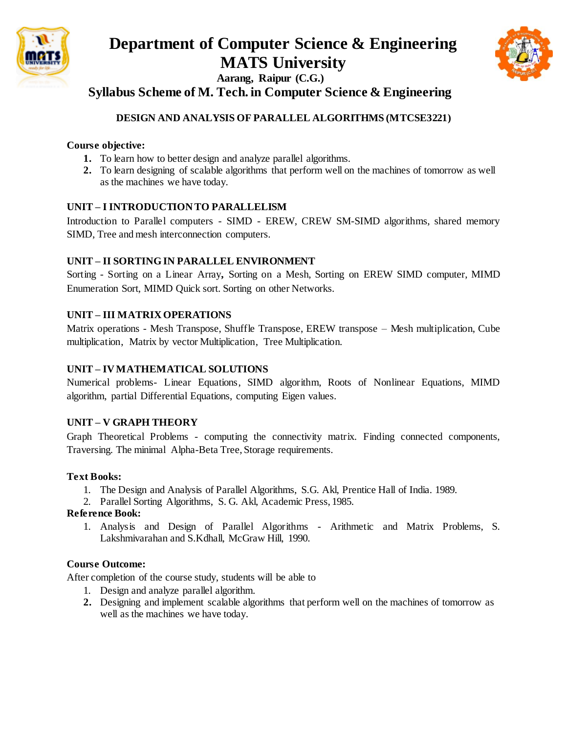# Department of Computer Science & Engineering
# MATS University

**Aarang, Raipur (C.G.)**

## Syllabus Scheme of M. Tech. in Computer Science & Engineering

### DESIGN AND ANALYSIS OF PARALLEL ALGORITHMS (MTCSE3221)

**Course objective:**

1. To learn how to better design and analyze parallel algorithms.
2. To learn designing of scalable algorithms that perform well on the machines of tomorrow as well as the machines we have today.

**UNIT – I INTRODUCTION TO PARALLELISM**

Introduction to Parallel computers - SIMD - EREW, CREW SM-SIMD algorithms, shared memory SIMD, Tree and mesh interconnection computers.

**UNIT – II SORTING IN PARALLEL ENVIRONMENT**

Sorting - Sorting on a Linear Array**,** Sorting on a Mesh, Sorting on EREW SIMD computer, MIMD Enumeration Sort, MIMD Quick sort. Sorting on other Networks.

**UNIT – III MATRIX OPERATIONS**

Matrix operations - Mesh Transpose, Shuffle Transpose, EREW transpose – Mesh multiplication, Cube multiplication, Matrix by vector Multiplication, Tree Multiplication.

**UNIT – IV MATHEMATICAL SOLUTIONS**

Numerical problems- Linear Equations, SIMD algorithm, Roots of Nonlinear Equations, MIMD algorithm, partial Differential Equations, computing Eigen values.

**UNIT – V GRAPH THEORY**

Graph Theoretical Problems - computing the connectivity matrix. Finding connected components, Traversing. The minimal Alpha-Beta Tree, Storage requirements.

**Text Books:**

1. The Design and Analysis of Parallel Algorithms, S.G. Akl, Prentice Hall of India. 1989.
2. Parallel Sorting Algorithms, S. G. Akl, Academic Press, 1985.

**Reference Book:**

1. Analysis and Design of Parallel Algorithms - Arithmetic and Matrix Problems, S. Lakshmivarahan and S.Kdhall, McGraw Hill, 1990.

**Course Outcome:**

After completion of the course study, students will be able to

1. Design and analyze parallel algorithm.
2. Designing and implement scalable algorithms that perform well on the machines of tomorrow as well as the machines we have today.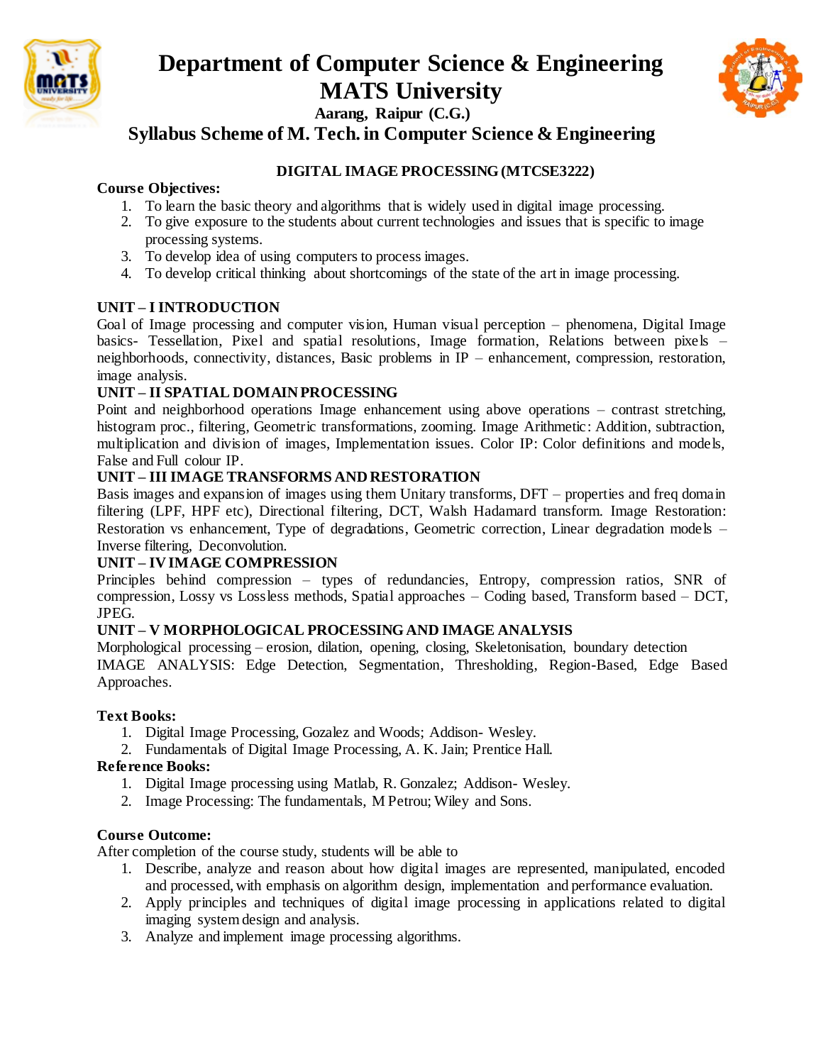# Department of Computer Science & Engineering
# MATS University

**Aarang, Raipur (C.G.)**

## Syllabus Scheme of M. Tech. in Computer Science & Engineering

### DIGITAL IMAGE PROCESSING (MTCSE3222)

**Course Objectives:**

1. To learn the basic theory and algorithms that is widely used in digital image processing.
2. To give exposure to the students about current technologies and issues that is specific to image processing systems.
3. To develop idea of using computers to process images.
4. To develop critical thinking about shortcomings of the state of the art in image processing.

**UNIT – I INTRODUCTION**

Goal of Image processing and computer vision, Human visual perception – phenomena, Digital Image basics- Tessellation, Pixel and spatial resolutions, Image formation, Relations between pixels – neighborhoods, connectivity, distances, Basic problems in IP – enhancement, compression, restoration, image analysis.

**UNIT – II SPATIAL DOMAIN PROCESSING**

Point and neighborhood operations Image enhancement using above operations – contrast stretching, histogram proc., filtering, Geometric transformations, zooming. Image Arithmetic: Addition, subtraction, multiplication and division of images, Implementation issues. Color IP: Color definitions and models, False and Full colour IP.

**UNIT – III IMAGE TRANSFORMS AND RESTORATION**

Basis images and expansion of images using them Unitary transforms, DFT – properties and freq domain filtering (LPF, HPF etc), Directional filtering, DCT, Walsh Hadamard transform. Image Restoration: Restoration vs enhancement, Type of degradations, Geometric correction, Linear degradation models – Inverse filtering, Deconvolution.

**UNIT – IV IMAGE COMPRESSION**

Principles behind compression – types of redundancies, Entropy, compression ratios, SNR of compression, Lossy vs Lossless methods, Spatial approaches – Coding based, Transform based – DCT, JPEG.

**UNIT – V MORPHOLOGICAL PROCESSING AND IMAGE ANALYSIS**

Morphological processing – erosion, dilation, opening, closing, Skeletonisation, boundary detection

IMAGE ANALYSIS: Edge Detection, Segmentation, Thresholding, Region-Based, Edge Based Approaches.

**Text Books:**

1. Digital Image Processing, Gozalez and Woods; Addison- Wesley.
2. Fundamentals of Digital Image Processing, A. K. Jain; Prentice Hall.

**Reference Books:**

1. Digital Image processing using Matlab, R. Gonzalez; Addison- Wesley.
2. Image Processing: The fundamentals, M Petrou; Wiley and Sons.

**Course Outcome:**

After completion of the course study, students will be able to

1. Describe, analyze and reason about how digital images are represented, manipulated, encoded and processed, with emphasis on algorithm design, implementation and performance evaluation.
2. Apply principles and techniques of digital image processing in applications related to digital imaging system design and analysis.
3. Analyze and implement image processing algorithms.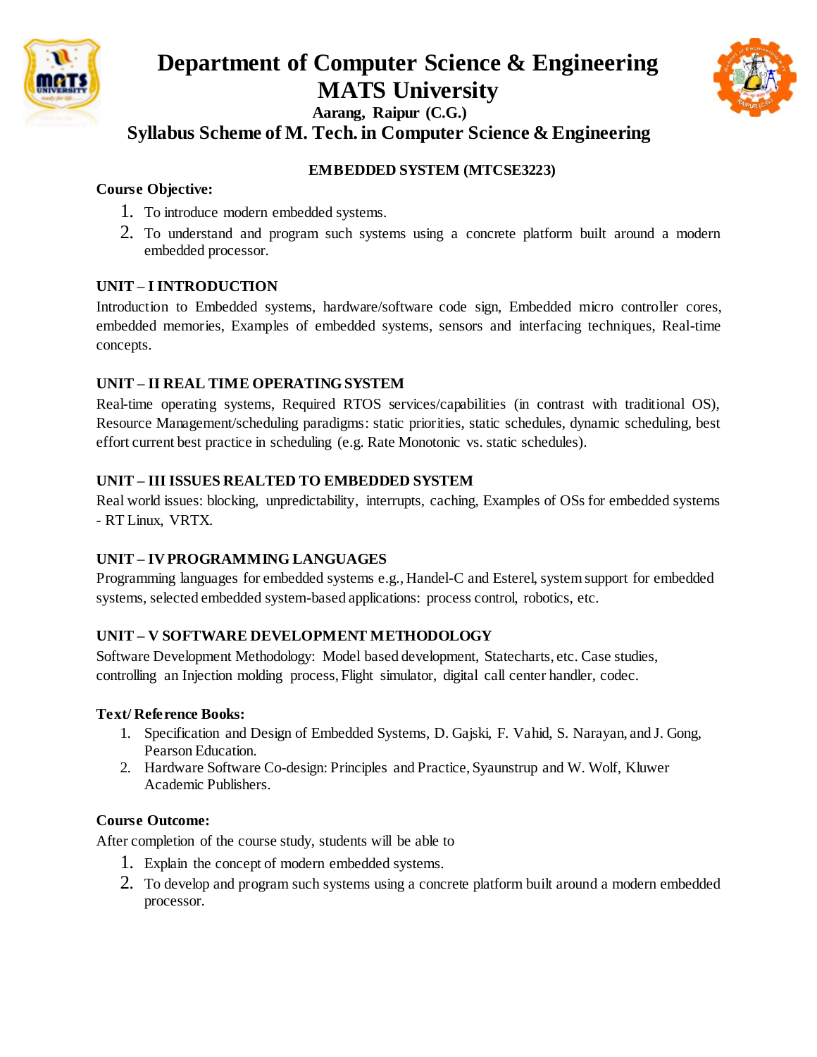# Department of Computer Science & Engineering
# MATS University

**Aarang, Raipur (C.G.)**

## Syllabus Scheme of M. Tech. in Computer Science & Engineering

**EMBEDDED SYSTEM (MTCSE3223)**

**Course Objective:**

1. To introduce modern embedded systems.
2. To understand and program such systems using a concrete platform built around a modern embedded processor.

**UNIT – I INTRODUCTION**

Introduction to Embedded systems, hardware/software code sign, Embedded micro controller cores, embedded memories, Examples of embedded systems, sensors and interfacing techniques, Real-time concepts.

**UNIT – II REAL TIME OPERATING SYSTEM**

Real-time operating systems, Required RTOS services/capabilities (in contrast with traditional OS), Resource Management/scheduling paradigms: static priorities, static schedules, dynamic scheduling, best effort current best practice in scheduling (e.g. Rate Monotonic vs. static schedules).

**UNIT – III ISSUES REALTED TO EMBEDDED SYSTEM**

Real world issues: blocking, unpredictability, interrupts, caching, Examples of OSs for embedded systems - RT Linux, VRTX.

**UNIT – IV PROGRAMMING LANGUAGES**

Programming languages for embedded systems e.g., Handel-C and Esterel, system support for embedded systems, selected embedded system-based applications: process control, robotics, etc.

**UNIT – V SOFTWARE DEVELOPMENT METHODOLOGY**

Software Development Methodology: Model based development, Statecharts, etc. Case studies, controlling an Injection molding process, Flight simulator, digital call center handler, codec.

**Text/ Reference Books:**

1. Specification and Design of Embedded Systems, D. Gajski, F. Vahid, S. Narayan, and J. Gong, Pearson Education.
2. Hardware Software Co-design: Principles and Practice, Syaunstrup and W. Wolf, Kluwer Academic Publishers.

**Course Outcome:**

After completion of the course study, students will be able to

1. Explain the concept of modern embedded systems.
2. To develop and program such systems using a concrete platform built around a modern embedded processor.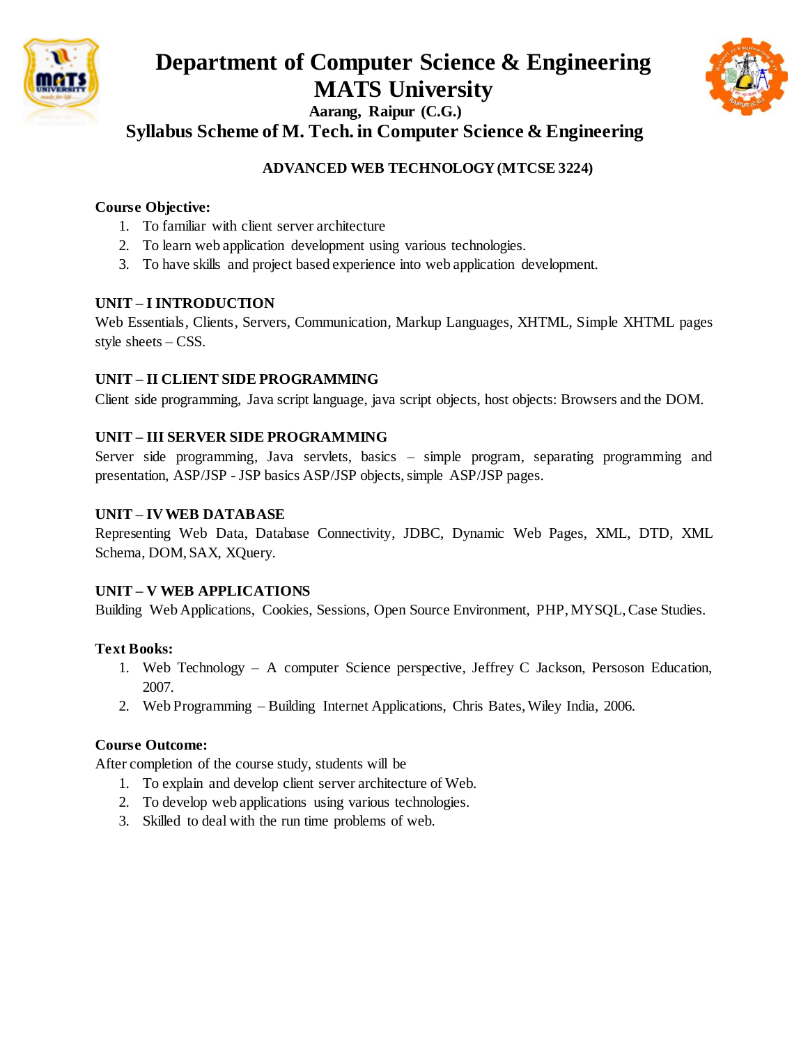# Department of Computer Science & Engineering
# MATS University

**Aarang, Raipur (C.G.)**

## Syllabus Scheme of M. Tech. in Computer Science & Engineering

### ADVANCED WEB TECHNOLOGY (MTCSE 3224)

**Course Objective:**

1. To familiar with client server architecture
2. To learn web application development using various technologies.
3. To have skills and project based experience into web application development.

**UNIT – I INTRODUCTION**

Web Essentials, Clients, Servers, Communication, Markup Languages, XHTML, Simple XHTML pages style sheets – CSS.

**UNIT – II CLIENT SIDE PROGRAMMING**

Client side programming, Java script language, java script objects, host objects: Browsers and the DOM.

**UNIT – III SERVER SIDE PROGRAMMING**

Server side programming, Java servlets, basics – simple program, separating programming and presentation, ASP/JSP - JSP basics ASP/JSP objects, simple ASP/JSP pages.

**UNIT – IV WEB DATABASE**

Representing Web Data, Database Connectivity, JDBC, Dynamic Web Pages, XML, DTD, XML Schema, DOM, SAX, XQuery.

**UNIT – V WEB APPLICATIONS**

Building Web Applications, Cookies, Sessions, Open Source Environment, PHP, MYSQL, Case Studies.

**Text Books:**

1. Web Technology – A computer Science perspective, Jeffrey C Jackson, Persoson Education, 2007.
2. Web Programming – Building Internet Applications, Chris Bates, Wiley India, 2006.

**Course Outcome:**

After completion of the course study, students will be

1. To explain and develop client server architecture of Web.
2. To develop web applications using various technologies.
3. Skilled to deal with the run time problems of web.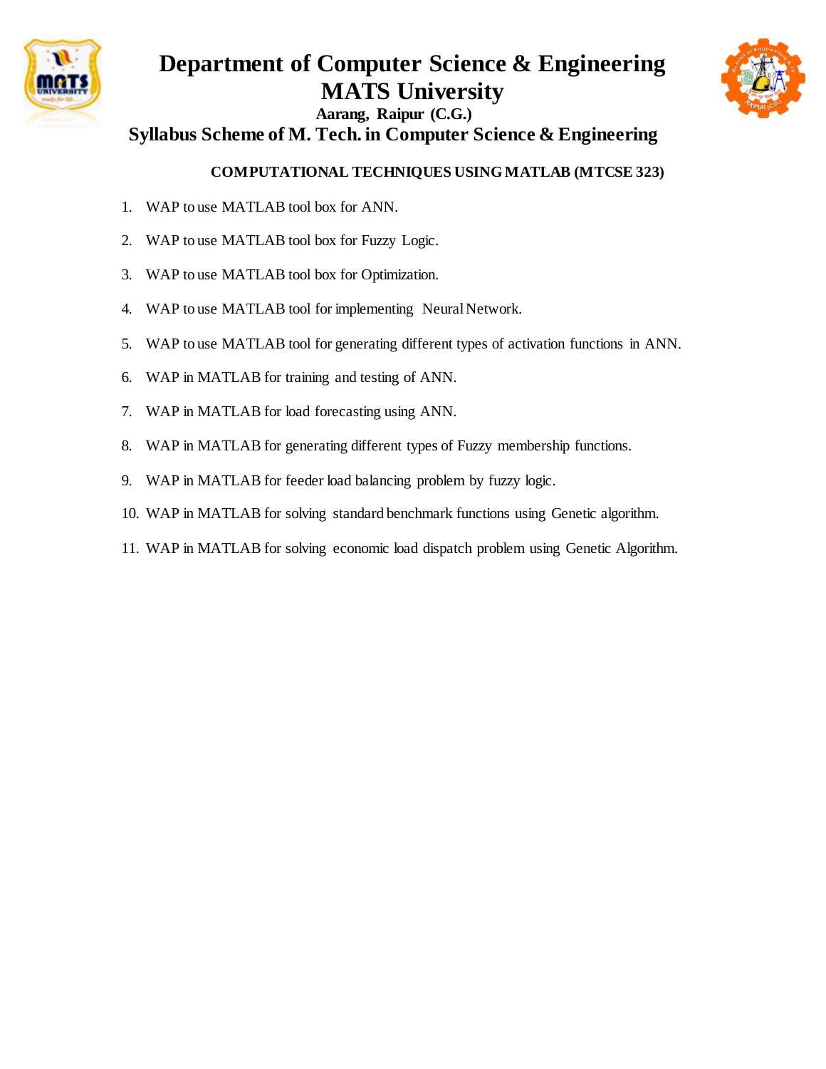# Department of Computer Science & Engineering
# MATS University

**Aarang, Raipur (C.G.)**

## Syllabus Scheme of M. Tech. in Computer Science & Engineering

### COMPUTATIONAL TECHNIQUES USING MATLAB (MTCSE 323)

1. WAP to use MATLAB tool box for ANN.
2. WAP to use MATLAB tool box for Fuzzy Logic.
3. WAP to use MATLAB tool box for Optimization.
4. WAP to use MATLAB tool for implementing Neural Network.
5. WAP to use MATLAB tool for generating different types of activation functions in ANN.
6. WAP in MATLAB for training and testing of ANN.
7. WAP in MATLAB for load forecasting using ANN.
8. WAP in MATLAB for generating different types of Fuzzy membership functions.
9. WAP in MATLAB for feeder load balancing problem by fuzzy logic.
10. WAP in MATLAB for solving standard benchmark functions using Genetic algorithm.
11. WAP in MATLAB for solving economic load dispatch problem using Genetic Algorithm.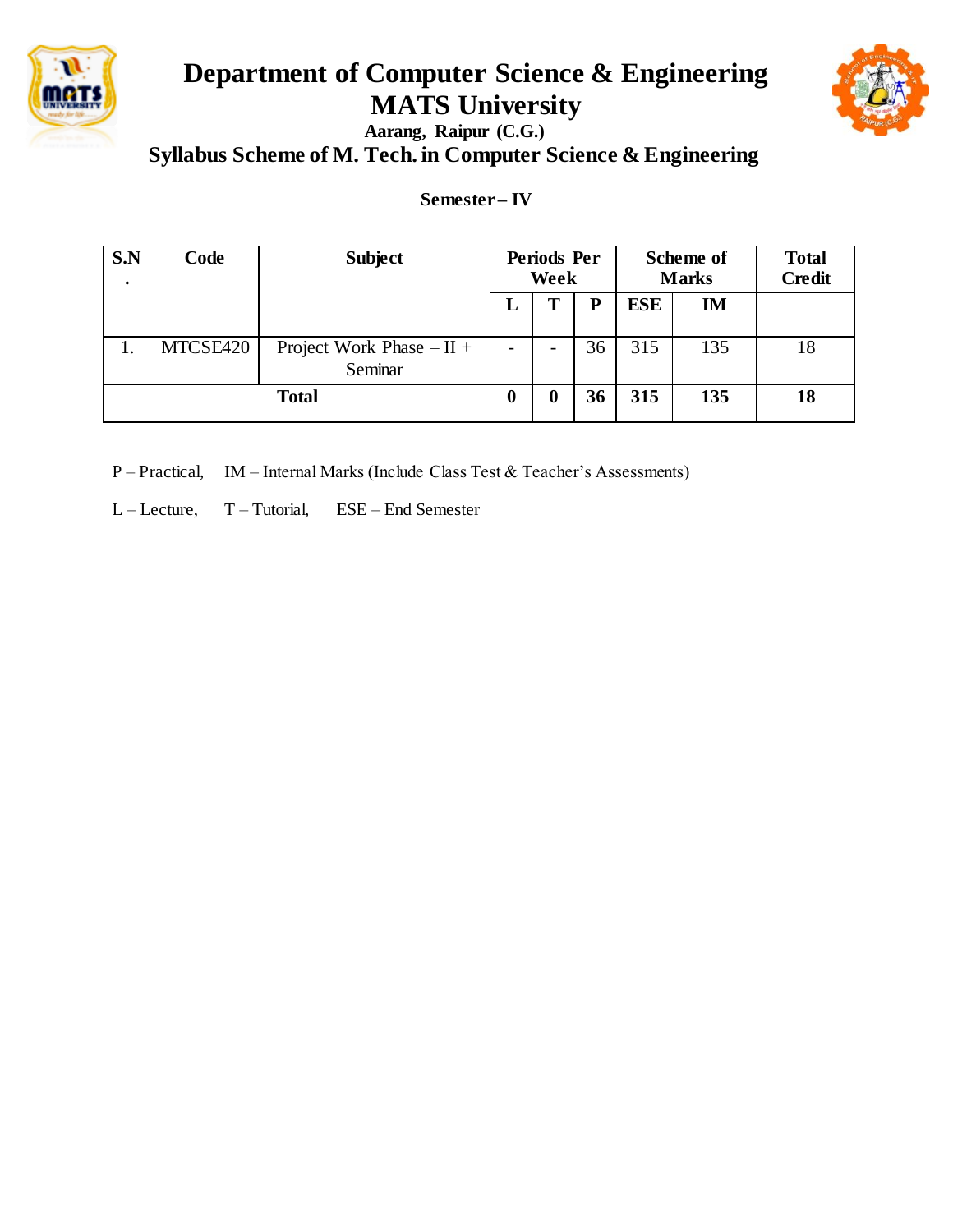# Department of Computer Science & Engineering

# MATS University

**Aarang, Raipur (C.G.)**

## Syllabus Scheme of M. Tech. in Computer Science & Engineering

**Semester – IV**

| S.N. | Code | Subject | Periods Per Week | | | Scheme of Marks | | Total Credit |
|---|---|---|---|---|---|---|---|---|
| | | | L | T | P | ESE | IM | |
| 1. | MTCSE420 | Project Work Phase – II + Seminar | - | - | 36 | 315 | 135 | 18 |
| **Total** | | | **0** | **0** | **36** | **315** | **135** | **18** |

P – Practical, IM – Internal Marks (Include Class Test & Teacher's Assessments)

L – Lecture, T – Tutorial, ESE – End Semester